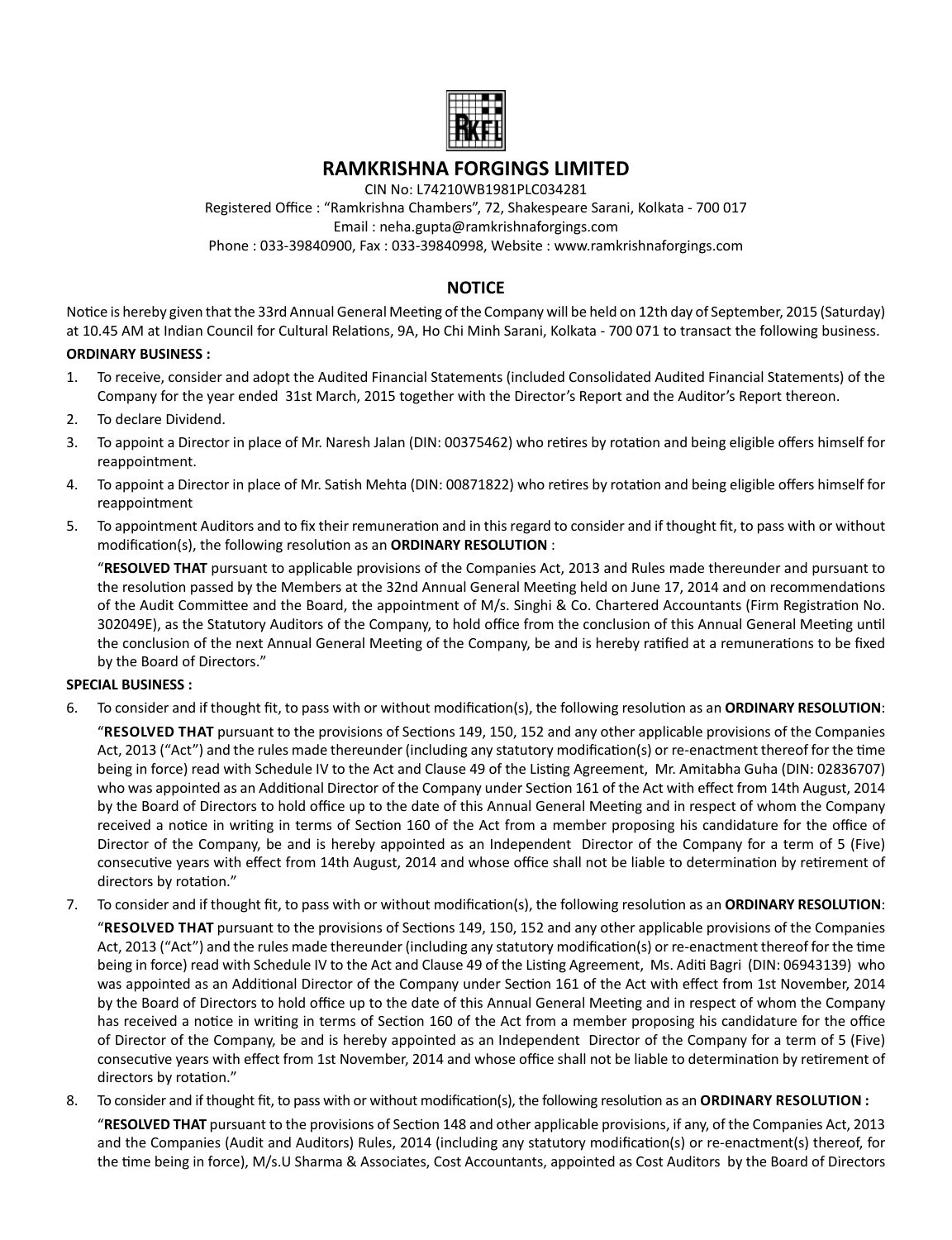# RAMKRISHNA FORGINGS LIMITED

CIN No: L74210WB1981PLC034281

Registered Office : "Ramkrishna Chambers", 72, Shakespeare Sarani, Kolkata - 700 017

Email : neha.gupta@ramkrishnaforgings.com

Phone : 033-39840900, Fax : 033-39840998, Website : www.ramkrishnaforgings.com

## NOTICE

Notice is hereby given that the 33rd Annual General Meeting of the Company will be held on 12th day of September, 2015 (Saturday) at 10.45 AM at Indian Council for Cultural Relations, 9A, Ho Chi Minh Sarani, Kolkata - 700 071 to transact the following business.

**ORDINARY BUSINESS :**

1. To receive, consider and adopt the Audited Financial Statements (included Consolidated Audited Financial Statements) of the Company for the year ended 31st March, 2015 together with the Director's Report and the Auditor's Report thereon.
2. To declare Dividend.
3. To appoint a Director in place of Mr. Naresh Jalan (DIN: 00375462) who retires by rotation and being eligible offers himself for reappointment.
4. To appoint a Director in place of Mr. Satish Mehta (DIN: 00871822) who retires by rotation and being eligible offers himself for reappointment
5. To appointment Auditors and to fix their remuneration and in this regard to consider and if thought fit, to pass with or without modification(s), the following resolution as an **ORDINARY RESOLUTION** :

   "**RESOLVED THAT** pursuant to applicable provisions of the Companies Act, 2013 and Rules made thereunder and pursuant to the resolution passed by the Members at the 32nd Annual General Meeting held on June 17, 2014 and on recommendations of the Audit Committee and the Board, the appointment of M/s. Singhi & Co. Chartered Accountants (Firm Registration No. 302049E), as the Statutory Auditors of the Company, to hold office from the conclusion of this Annual General Meeting until the conclusion of the next Annual General Meeting of the Company, be and is hereby ratified at a remunerations to be fixed by the Board of Directors."

**SPECIAL BUSINESS :**

6. To consider and if thought fit, to pass with or without modification(s), the following resolution as an **ORDINARY RESOLUTION**:

   "**RESOLVED THAT** pursuant to the provisions of Sections 149, 150, 152 and any other applicable provisions of the Companies Act, 2013 ("Act") and the rules made thereunder (including any statutory modification(s) or re-enactment thereof for the time being in force) read with Schedule IV to the Act and Clause 49 of the Listing Agreement, Mr. Amitabha Guha (DIN: 02836707) who was appointed as an Additional Director of the Company under Section 161 of the Act with effect from 14th August, 2014 by the Board of Directors to hold office up to the date of this Annual General Meeting and in respect of whom the Company received a notice in writing in terms of Section 160 of the Act from a member proposing his candidature for the office of Director of the Company, be and is hereby appointed as an Independent Director of the Company for a term of 5 (Five) consecutive years with effect from 14th August, 2014 and whose office shall not be liable to determination by retirement of directors by rotation."

7. To consider and if thought fit, to pass with or without modification(s), the following resolution as an **ORDINARY RESOLUTION**:

   "**RESOLVED THAT** pursuant to the provisions of Sections 149, 150, 152 and any other applicable provisions of the Companies Act, 2013 ("Act") and the rules made thereunder (including any statutory modification(s) or re-enactment thereof for the time being in force) read with Schedule IV to the Act and Clause 49 of the Listing Agreement, Ms. Aditi Bagri (DIN: 06943139) who was appointed as an Additional Director of the Company under Section 161 of the Act with effect from 1st November, 2014 by the Board of Directors to hold office up to the date of this Annual General Meeting and in respect of whom the Company has received a notice in writing in terms of Section 160 of the Act from a member proposing his candidature for the office of Director of the Company, be and is hereby appointed as an Independent Director of the Company for a term of 5 (Five) consecutive years with effect from 1st November, 2014 and whose office shall not be liable to determination by retirement of directors by rotation."

8. To consider and if thought fit, to pass with or without modification(s), the following resolution as an **ORDINARY RESOLUTION :**

   "**RESOLVED THAT** pursuant to the provisions of Section 148 and other applicable provisions, if any, of the Companies Act, 2013 and the Companies (Audit and Auditors) Rules, 2014 (including any statutory modification(s) or re-enactment(s) thereof, for the time being in force), M/s.U Sharma & Associates, Cost Accountants, appointed as Cost Auditors by the Board of Directors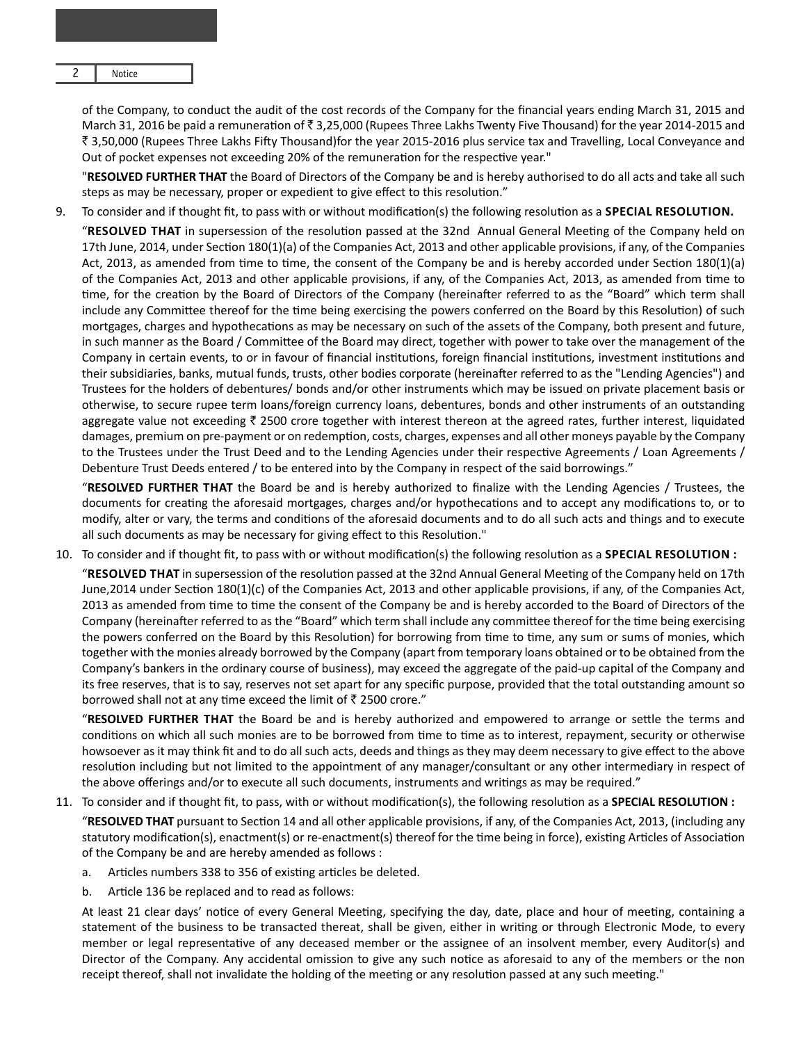of the Company, to conduct the audit of the cost records of the Company for the financial years ending March 31, 2015 and March 31, 2016 be paid a remuneration of ₹ 3,25,000 (Rupees Three Lakhs Twenty Five Thousand) for the year 2014-2015 and ₹ 3,50,000 (Rupees Three Lakhs Fifty Thousand)for the year 2015-2016 plus service tax and Travelling, Local Conveyance and Out of pocket expenses not exceeding 20% of the remuneration for the respective year."

"**RESOLVED FURTHER THAT** the Board of Directors of the Company be and is hereby authorised to do all acts and take all such steps as may be necessary, proper or expedient to give effect to this resolution."

9. To consider and if thought fit, to pass with or without modification(s) the following resolution as a **SPECIAL RESOLUTION.**

   "**RESOLVED THAT** in supersession of the resolution passed at the 32nd Annual General Meeting of the Company held on 17th June, 2014, under Section 180(1)(a) of the Companies Act, 2013 and other applicable provisions, if any, of the Companies Act, 2013, as amended from time to time, the consent of the Company be and is hereby accorded under Section 180(1)(a) of the Companies Act, 2013 and other applicable provisions, if any, of the Companies Act, 2013, as amended from time to time, for the creation by the Board of Directors of the Company (hereinafter referred to as the "Board" which term shall include any Committee thereof for the time being exercising the powers conferred on the Board by this Resolution) of such mortgages, charges and hypothecations as may be necessary on such of the assets of the Company, both present and future, in such manner as the Board / Committee of the Board may direct, together with power to take over the management of the Company in certain events, to or in favour of financial institutions, foreign financial institutions, investment institutions and their subsidiaries, banks, mutual funds, trusts, other bodies corporate (hereinafter referred to as the "Lending Agencies") and Trustees for the holders of debentures/ bonds and/or other instruments which may be issued on private placement basis or otherwise, to secure rupee term loans/foreign currency loans, debentures, bonds and other instruments of an outstanding aggregate value not exceeding ₹ 2500 crore together with interest thereon at the agreed rates, further interest, liquidated damages, premium on pre-payment or on redemption, costs, charges, expenses and all other moneys payable by the Company to the Trustees under the Trust Deed and to the Lending Agencies under their respective Agreements / Loan Agreements / Debenture Trust Deeds entered / to be entered into by the Company in respect of the said borrowings."

   "**RESOLVED FURTHER THAT** the Board be and is hereby authorized to finalize with the Lending Agencies / Trustees, the documents for creating the aforesaid mortgages, charges and/or hypothecations and to accept any modifications to, or to modify, alter or vary, the terms and conditions of the aforesaid documents and to do all such acts and things and to execute all such documents as may be necessary for giving effect to this Resolution."

10. To consider and if thought fit, to pass with or without modification(s) the following resolution as a **SPECIAL RESOLUTION :**

    "**RESOLVED THAT** in supersession of the resolution passed at the 32nd Annual General Meeting of the Company held on 17th June,2014 under Section 180(1)(c) of the Companies Act, 2013 and other applicable provisions, if any, of the Companies Act, 2013 as amended from time to time the consent of the Company be and is hereby accorded to the Board of Directors of the Company (hereinafter referred to as the "Board" which term shall include any committee thereof for the time being exercising the powers conferred on the Board by this Resolution) for borrowing from time to time, any sum or sums of monies, which together with the monies already borrowed by the Company (apart from temporary loans obtained or to be obtained from the Company's bankers in the ordinary course of business), may exceed the aggregate of the paid-up capital of the Company and its free reserves, that is to say, reserves not set apart for any specific purpose, provided that the total outstanding amount so borrowed shall not at any time exceed the limit of ₹ 2500 crore."

    "**RESOLVED FURTHER THAT** the Board be and is hereby authorized and empowered to arrange or settle the terms and conditions on which all such monies are to be borrowed from time to time as to interest, repayment, security or otherwise howsoever as it may think fit and to do all such acts, deeds and things as they may deem necessary to give effect to the above resolution including but not limited to the appointment of any manager/consultant or any other intermediary in respect of the above offerings and/or to execute all such documents, instruments and writings as may be required."

11. To consider and if thought fit, to pass, with or without modification(s), the following resolution as a **SPECIAL RESOLUTION :**

    "**RESOLVED THAT** pursuant to Section 14 and all other applicable provisions, if any, of the Companies Act, 2013, (including any statutory modification(s), enactment(s) or re-enactment(s) thereof for the time being in force), existing Articles of Association of the Company be and are hereby amended as follows :

    a. Articles numbers 338 to 356 of existing articles be deleted.

    b. Article 136 be replaced and to read as follows:

    At least 21 clear days' notice of every General Meeting, specifying the day, date, place and hour of meeting, containing a statement of the business to be transacted thereat, shall be given, either in writing or through Electronic Mode, to every member or legal representative of any deceased member or the assignee of an insolvent member, every Auditor(s) and Director of the Company. Any accidental omission to give any such notice as aforesaid to any of the members or the non receipt thereof, shall not invalidate the holding of the meeting or any resolution passed at any such meeting."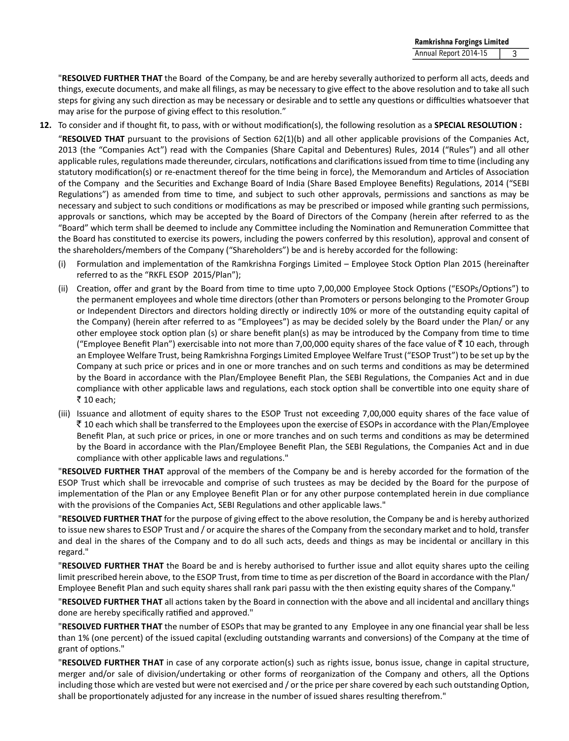"**RESOLVED FURTHER THAT** the Board of the Company, be and are hereby severally authorized to perform all acts, deeds and things, execute documents, and make all filings, as may be necessary to give effect to the above resolution and to take all such steps for giving any such direction as may be necessary or desirable and to settle any questions or difficulties whatsoever that may arise for the purpose of giving effect to this resolution."

**12.** To consider and if thought fit, to pass, with or without modification(s), the following resolution as a **SPECIAL RESOLUTION :**

"**RESOLVED THAT** pursuant to the provisions of Section 62(1)(b) and all other applicable provisions of the Companies Act, 2013 (the "Companies Act") read with the Companies (Share Capital and Debentures) Rules, 2014 ("Rules") and all other applicable rules, regulations made thereunder, circulars, notifications and clarifications issued from time to time (including any statutory modification(s) or re-enactment thereof for the time being in force), the Memorandum and Articles of Association of the Company and the Securities and Exchange Board of India (Share Based Employee Benefits) Regulations, 2014 ("SEBI Regulations") as amended from time to time, and subject to such other approvals, permissions and sanctions as may be necessary and subject to such conditions or modifications as may be prescribed or imposed while granting such permissions, approvals or sanctions, which may be accepted by the Board of Directors of the Company (herein after referred to as the "Board" which term shall be deemed to include any Committee including the Nomination and Remuneration Committee that the Board has constituted to exercise its powers, including the powers conferred by this resolution), approval and consent of the shareholders/members of the Company ("Shareholders") be and is hereby accorded for the following:

(i) Formulation and implementation of the Ramkrishna Forgings Limited – Employee Stock Option Plan 2015 (hereinafter referred to as the "RKFL ESOP 2015/Plan");

(ii) Creation, offer and grant by the Board from time to time upto 7,00,000 Employee Stock Options ("ESOPs/Options") to the permanent employees and whole time directors (other than Promoters or persons belonging to the Promoter Group or Independent Directors and directors holding directly or indirectly 10% or more of the outstanding equity capital of the Company) (herein after referred to as "Employees") as may be decided solely by the Board under the Plan/ or any other employee stock option plan (s) or share benefit plan(s) as may be introduced by the Company from time to time ("Employee Benefit Plan") exercisable into not more than 7,00,000 equity shares of the face value of ₹ 10 each, through an Employee Welfare Trust, being Ramkrishna Forgings Limited Employee Welfare Trust ("ESOP Trust") to be set up by the Company at such price or prices and in one or more tranches and on such terms and conditions as may be determined by the Board in accordance with the Plan/Employee Benefit Plan, the SEBI Regulations, the Companies Act and in due compliance with other applicable laws and regulations, each stock option shall be convertible into one equity share of ₹ 10 each;

(iii) Issuance and allotment of equity shares to the ESOP Trust not exceeding 7,00,000 equity shares of the face value of ₹ 10 each which shall be transferred to the Employees upon the exercise of ESOPs in accordance with the Plan/Employee Benefit Plan, at such price or prices, in one or more tranches and on such terms and conditions as may be determined by the Board in accordance with the Plan/Employee Benefit Plan, the SEBI Regulations, the Companies Act and in due compliance with other applicable laws and regulations."

"**RESOLVED FURTHER THAT** approval of the members of the Company be and is hereby accorded for the formation of the ESOP Trust which shall be irrevocable and comprise of such trustees as may be decided by the Board for the purpose of implementation of the Plan or any Employee Benefit Plan or for any other purpose contemplated herein in due compliance with the provisions of the Companies Act, SEBI Regulations and other applicable laws."

"**RESOLVED FURTHER THAT** for the purpose of giving effect to the above resolution, the Company be and is hereby authorized to issue new shares to ESOP Trust and / or acquire the shares of the Company from the secondary market and to hold, transfer and deal in the shares of the Company and to do all such acts, deeds and things as may be incidental or ancillary in this regard."

"**RESOLVED FURTHER THAT** the Board be and is hereby authorised to further issue and allot equity shares upto the ceiling limit prescribed herein above, to the ESOP Trust, from time to time as per discretion of the Board in accordance with the Plan/ Employee Benefit Plan and such equity shares shall rank pari passu with the then existing equity shares of the Company."

"**RESOLVED FURTHER THAT** all actions taken by the Board in connection with the above and all incidental and ancillary things done are hereby specifically ratified and approved."

"**RESOLVED FURTHER THAT** the number of ESOPs that may be granted to any Employee in any one financial year shall be less than 1% (one percent) of the issued capital (excluding outstanding warrants and conversions) of the Company at the time of grant of options."

"**RESOLVED FURTHER THAT** in case of any corporate action(s) such as rights issue, bonus issue, change in capital structure, merger and/or sale of division/undertaking or other forms of reorganization of the Company and others, all the Options including those which are vested but were not exercised and / or the price per share covered by each such outstanding Option, shall be proportionately adjusted for any increase in the number of issued shares resulting therefrom."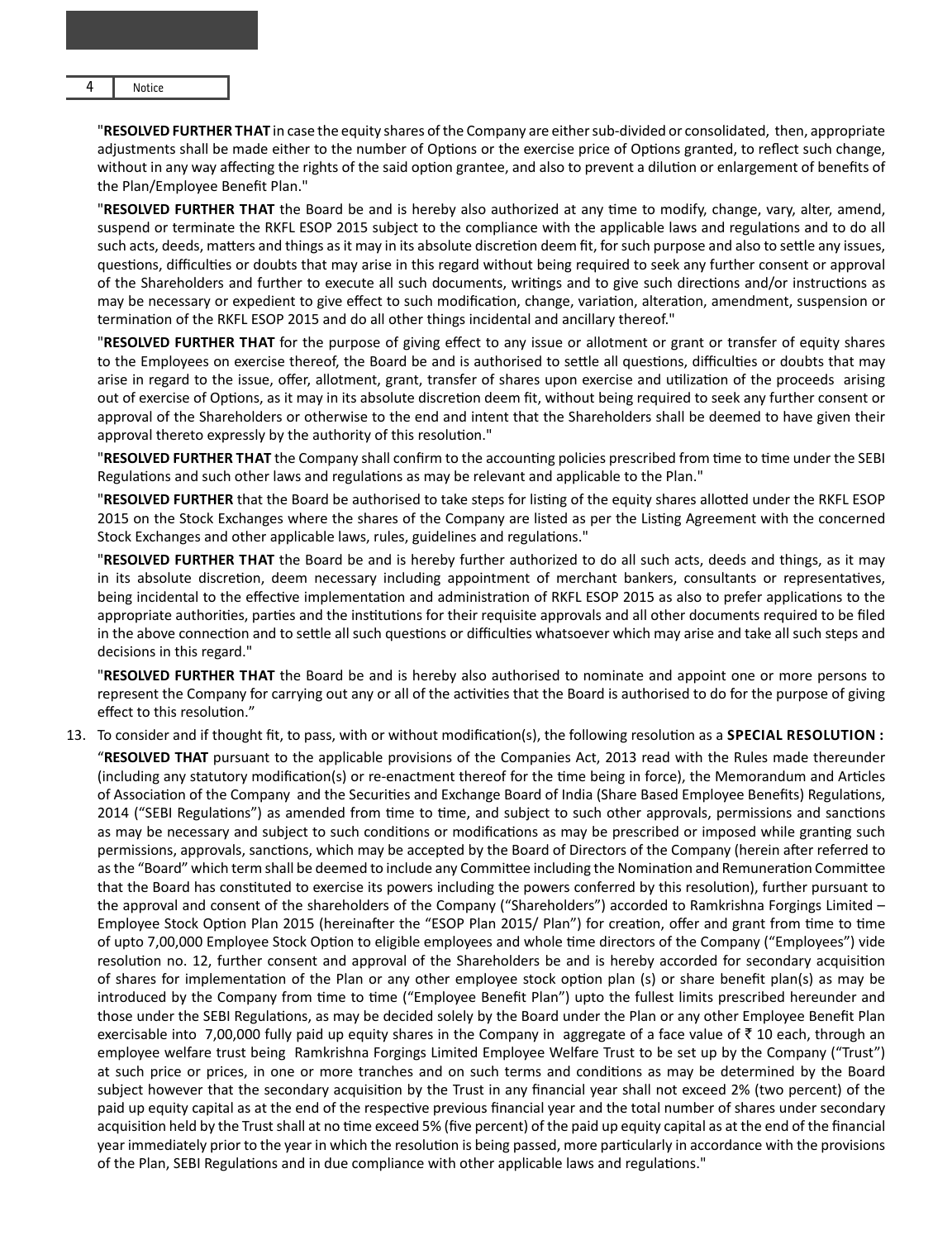"**RESOLVED FURTHER THAT** in case the equity shares of the Company are either sub-divided or consolidated, then, appropriate adjustments shall be made either to the number of Options or the exercise price of Options granted, to reflect such change, without in any way affecting the rights of the said option grantee, and also to prevent a dilution or enlargement of benefits of the Plan/Employee Benefit Plan."

"**RESOLVED FURTHER THAT** the Board be and is hereby also authorized at any time to modify, change, vary, alter, amend, suspend or terminate the RKFL ESOP 2015 subject to the compliance with the applicable laws and regulations and to do all such acts, deeds, matters and things as it may in its absolute discretion deem fit, for such purpose and also to settle any issues, questions, difficulties or doubts that may arise in this regard without being required to seek any further consent or approval of the Shareholders and further to execute all such documents, writings and to give such directions and/or instructions as may be necessary or expedient to give effect to such modification, change, variation, alteration, amendment, suspension or termination of the RKFL ESOP 2015 and do all other things incidental and ancillary thereof."

"**RESOLVED FURTHER THAT** for the purpose of giving effect to any issue or allotment or grant or transfer of equity shares to the Employees on exercise thereof, the Board be and is authorised to settle all questions, difficulties or doubts that may arise in regard to the issue, offer, allotment, grant, transfer of shares upon exercise and utilization of the proceeds arising out of exercise of Options, as it may in its absolute discretion deem fit, without being required to seek any further consent or approval of the Shareholders or otherwise to the end and intent that the Shareholders shall be deemed to have given their approval thereto expressly by the authority of this resolution."

"**RESOLVED FURTHER THAT** the Company shall confirm to the accounting policies prescribed from time to time under the SEBI Regulations and such other laws and regulations as may be relevant and applicable to the Plan."

"**RESOLVED FURTHER** that the Board be authorised to take steps for listing of the equity shares allotted under the RKFL ESOP 2015 on the Stock Exchanges where the shares of the Company are listed as per the Listing Agreement with the concerned Stock Exchanges and other applicable laws, rules, guidelines and regulations."

"**RESOLVED FURTHER THAT** the Board be and is hereby further authorized to do all such acts, deeds and things, as it may in its absolute discretion, deem necessary including appointment of merchant bankers, consultants or representatives, being incidental to the effective implementation and administration of RKFL ESOP 2015 as also to prefer applications to the appropriate authorities, parties and the institutions for their requisite approvals and all other documents required to be filed in the above connection and to settle all such questions or difficulties whatsoever which may arise and take all such steps and decisions in this regard."

"**RESOLVED FURTHER THAT** the Board be and is hereby also authorised to nominate and appoint one or more persons to represent the Company for carrying out any or all of the activities that the Board is authorised to do for the purpose of giving effect to this resolution."

13. To consider and if thought fit, to pass, with or without modification(s), the following resolution as a **SPECIAL RESOLUTION :**

"**RESOLVED THAT** pursuant to the applicable provisions of the Companies Act, 2013 read with the Rules made thereunder (including any statutory modification(s) or re-enactment thereof for the time being in force), the Memorandum and Articles of Association of the Company and the Securities and Exchange Board of India (Share Based Employee Benefits) Regulations, 2014 ("SEBI Regulations") as amended from time to time, and subject to such other approvals, permissions and sanctions as may be necessary and subject to such conditions or modifications as may be prescribed or imposed while granting such permissions, approvals, sanctions, which may be accepted by the Board of Directors of the Company (herein after referred to as the "Board" which term shall be deemed to include any Committee including the Nomination and Remuneration Committee that the Board has constituted to exercise its powers including the powers conferred by this resolution), further pursuant to the approval and consent of the shareholders of the Company ("Shareholders") accorded to Ramkrishna Forgings Limited – Employee Stock Option Plan 2015 (hereinafter the "ESOP Plan 2015/ Plan") for creation, offer and grant from time to time of upto 7,00,000 Employee Stock Option to eligible employees and whole time directors of the Company ("Employees") vide resolution no. 12, further consent and approval of the Shareholders be and is hereby accorded for secondary acquisition of shares for implementation of the Plan or any other employee stock option plan (s) or share benefit plan(s) as may be introduced by the Company from time to time ("Employee Benefit Plan") upto the fullest limits prescribed hereunder and those under the SEBI Regulations, as may be decided solely by the Board under the Plan or any other Employee Benefit Plan exercisable into 7,00,000 fully paid up equity shares in the Company in aggregate of a face value of ₹ 10 each, through an employee welfare trust being Ramkrishna Forgings Limited Employee Welfare Trust to be set up by the Company ("Trust") at such price or prices, in one or more tranches and on such terms and conditions as may be determined by the Board subject however that the secondary acquisition by the Trust in any financial year shall not exceed 2% (two percent) of the paid up equity capital as at the end of the respective previous financial year and the total number of shares under secondary acquisition held by the Trust shall at no time exceed 5% (five percent) of the paid up equity capital as at the end of the financial year immediately prior to the year in which the resolution is being passed, more particularly in accordance with the provisions of the Plan, SEBI Regulations and in due compliance with other applicable laws and regulations."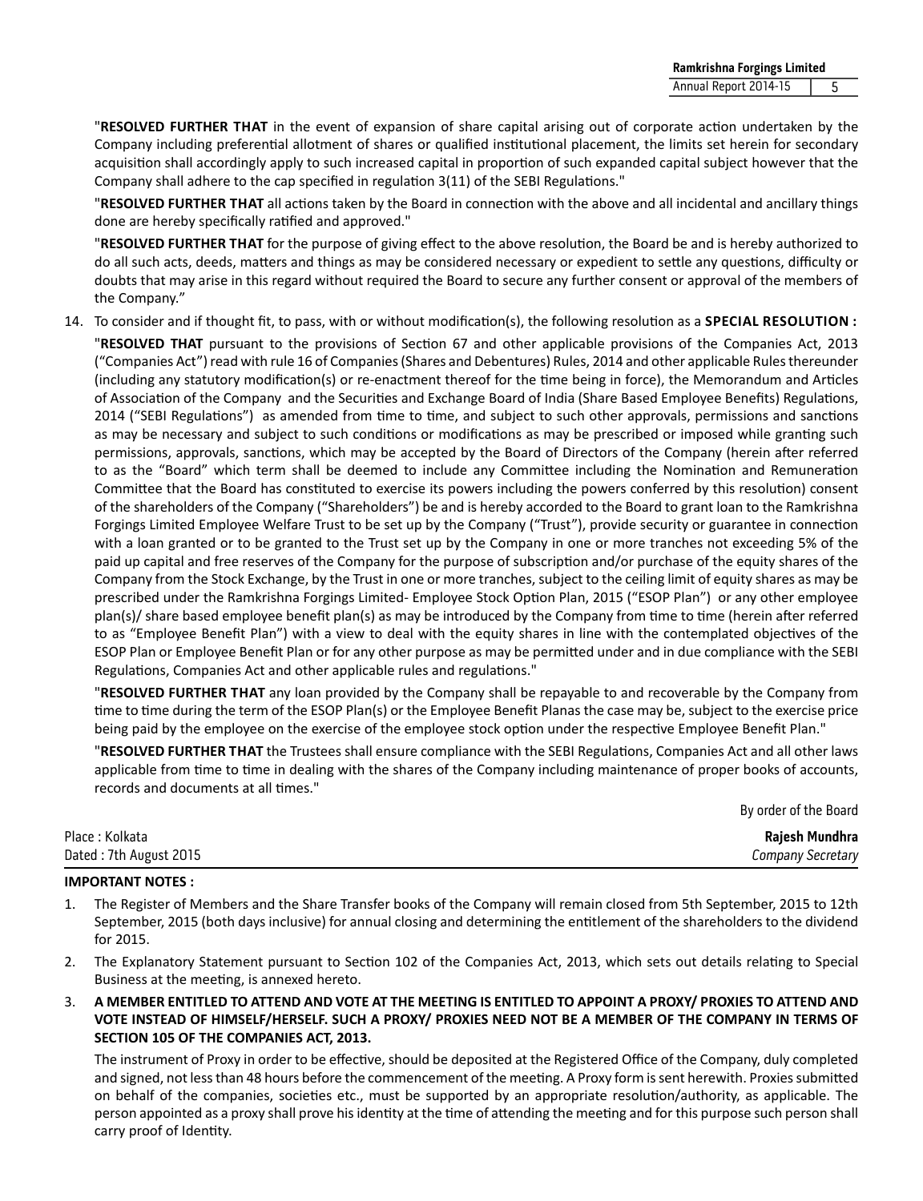"**RESOLVED FURTHER THAT** in the event of expansion of share capital arising out of corporate action undertaken by the Company including preferential allotment of shares or qualified institutional placement, the limits set herein for secondary acquisition shall accordingly apply to such increased capital in proportion of such expanded capital subject however that the Company shall adhere to the cap specified in regulation 3(11) of the SEBI Regulations."

"**RESOLVED FURTHER THAT** all actions taken by the Board in connection with the above and all incidental and ancillary things done are hereby specifically ratified and approved."

"**RESOLVED FURTHER THAT** for the purpose of giving effect to the above resolution, the Board be and is hereby authorized to do all such acts, deeds, matters and things as may be considered necessary or expedient to settle any questions, difficulty or doubts that may arise in this regard without required the Board to secure any further consent or approval of the members of the Company."

14. To consider and if thought fit, to pass, with or without modification(s), the following resolution as a **SPECIAL RESOLUTION :**

"**RESOLVED THAT** pursuant to the provisions of Section 67 and other applicable provisions of the Companies Act, 2013 ("Companies Act") read with rule 16 of Companies (Shares and Debentures) Rules, 2014 and other applicable Rules thereunder (including any statutory modification(s) or re-enactment thereof for the time being in force), the Memorandum and Articles of Association of the Company and the Securities and Exchange Board of India (Share Based Employee Benefits) Regulations, 2014 ("SEBI Regulations") as amended from time to time, and subject to such other approvals, permissions and sanctions as may be necessary and subject to such conditions or modifications as may be prescribed or imposed while granting such permissions, approvals, sanctions, which may be accepted by the Board of Directors of the Company (herein after referred to as the "Board" which term shall be deemed to include any Committee including the Nomination and Remuneration Committee that the Board has constituted to exercise its powers including the powers conferred by this resolution) consent of the shareholders of the Company ("Shareholders") be and is hereby accorded to the Board to grant loan to the Ramkrishna Forgings Limited Employee Welfare Trust to be set up by the Company ("Trust"), provide security or guarantee in connection with a loan granted or to be granted to the Trust set up by the Company in one or more tranches not exceeding 5% of the paid up capital and free reserves of the Company for the purpose of subscription and/or purchase of the equity shares of the Company from the Stock Exchange, by the Trust in one or more tranches, subject to the ceiling limit of equity shares as may be prescribed under the Ramkrishna Forgings Limited- Employee Stock Option Plan, 2015 ("ESOP Plan") or any other employee plan(s)/ share based employee benefit plan(s) as may be introduced by the Company from time to time (herein after referred to as "Employee Benefit Plan") with a view to deal with the equity shares in line with the contemplated objectives of the ESOP Plan or Employee Benefit Plan or for any other purpose as may be permitted under and in due compliance with the SEBI Regulations, Companies Act and other applicable rules and regulations."

"**RESOLVED FURTHER THAT** any loan provided by the Company shall be repayable to and recoverable by the Company from time to time during the term of the ESOP Plan(s) or the Employee Benefit Planas the case may be, subject to the exercise price being paid by the employee on the exercise of the employee stock option under the respective Employee Benefit Plan."

"**RESOLVED FURTHER THAT** the Trustees shall ensure compliance with the SEBI Regulations, Companies Act and all other laws applicable from time to time in dealing with the shares of the Company including maintenance of proper books of accounts, records and documents at all times."

By order of the Board

Place : Kolkata
Dated : 7th August 2015

**Rajesh Mundhra**
*Company Secretary*

**IMPORTANT NOTES :**

1. The Register of Members and the Share Transfer books of the Company will remain closed from 5th September, 2015 to 12th September, 2015 (both days inclusive) for annual closing and determining the entitlement of the shareholders to the dividend for 2015.

2. The Explanatory Statement pursuant to Section 102 of the Companies Act, 2013, which sets out details relating to Special Business at the meeting, is annexed hereto.

3. **A MEMBER ENTITLED TO ATTEND AND VOTE AT THE MEETING IS ENTITLED TO APPOINT A PROXY/ PROXIES TO ATTEND AND VOTE INSTEAD OF HIMSELF/HERSELF. SUCH A PROXY/ PROXIES NEED NOT BE A MEMBER OF THE COMPANY IN TERMS OF SECTION 105 OF THE COMPANIES ACT, 2013.**

   The instrument of Proxy in order to be effective, should be deposited at the Registered Office of the Company, duly completed and signed, not less than 48 hours before the commencement of the meeting. A Proxy form is sent herewith. Proxies submitted on behalf of the companies, societies etc., must be supported by an appropriate resolution/authority, as applicable. The person appointed as a proxy shall prove his identity at the time of attending the meeting and for this purpose such person shall carry proof of Identity.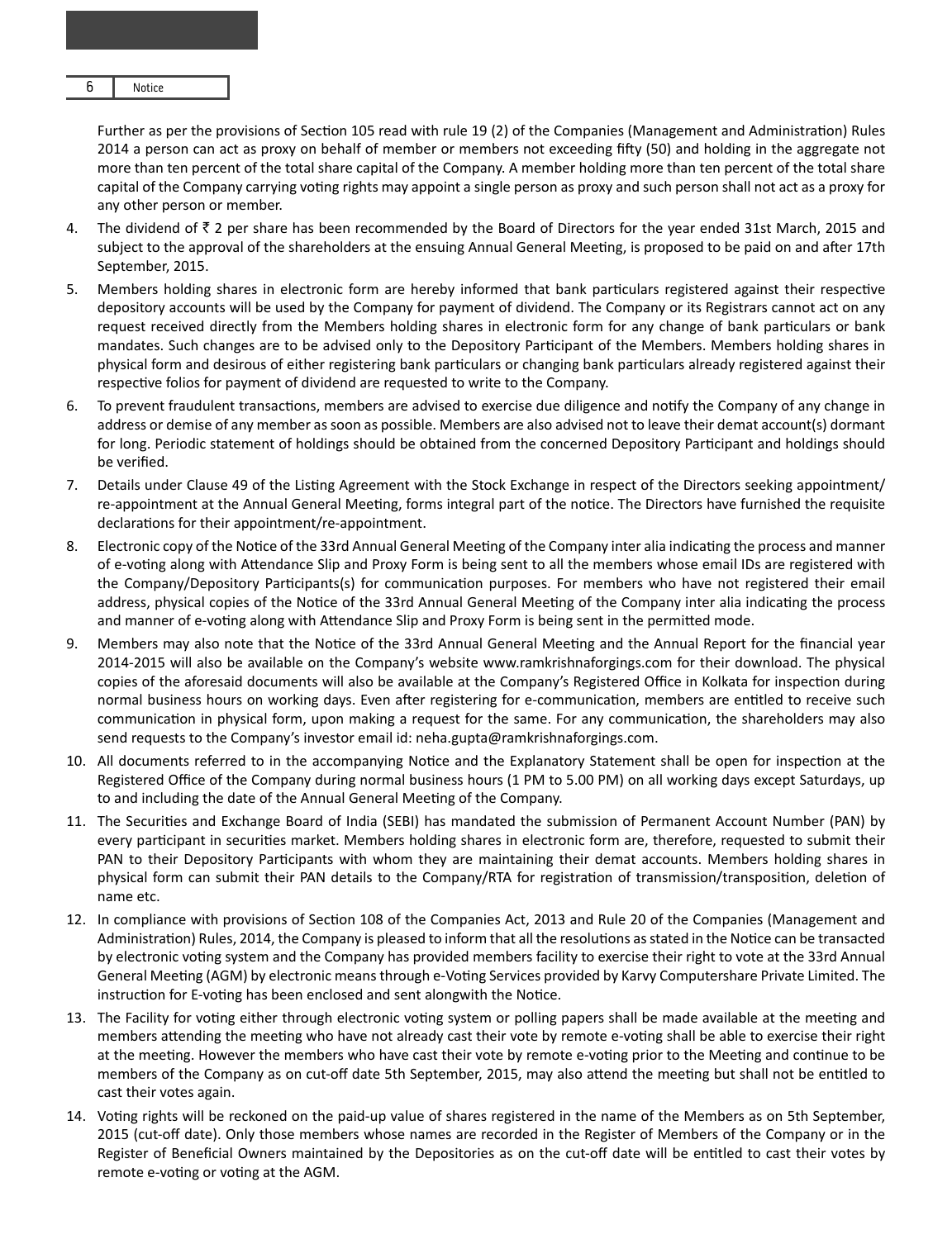Further as per the provisions of Section 105 read with rule 19 (2) of the Companies (Management and Administration) Rules 2014 a person can act as proxy on behalf of member or members not exceeding fifty (50) and holding in the aggregate not more than ten percent of the total share capital of the Company. A member holding more than ten percent of the total share capital of the Company carrying voting rights may appoint a single person as proxy and such person shall not act as a proxy for any other person or member.

4. The dividend of ₹ 2 per share has been recommended by the Board of Directors for the year ended 31st March, 2015 and subject to the approval of the shareholders at the ensuing Annual General Meeting, is proposed to be paid on and after 17th September, 2015.

5. Members holding shares in electronic form are hereby informed that bank particulars registered against their respective depository accounts will be used by the Company for payment of dividend. The Company or its Registrars cannot act on any request received directly from the Members holding shares in electronic form for any change of bank particulars or bank mandates. Such changes are to be advised only to the Depository Participant of the Members. Members holding shares in physical form and desirous of either registering bank particulars or changing bank particulars already registered against their respective folios for payment of dividend are requested to write to the Company.

6. To prevent fraudulent transactions, members are advised to exercise due diligence and notify the Company of any change in address or demise of any member as soon as possible. Members are also advised not to leave their demat account(s) dormant for long. Periodic statement of holdings should be obtained from the concerned Depository Participant and holdings should be verified.

7. Details under Clause 49 of the Listing Agreement with the Stock Exchange in respect of the Directors seeking appointment/ re-appointment at the Annual General Meeting, forms integral part of the notice. The Directors have furnished the requisite declarations for their appointment/re-appointment.

8. Electronic copy of the Notice of the 33rd Annual General Meeting of the Company inter alia indicating the process and manner of e-voting along with Attendance Slip and Proxy Form is being sent to all the members whose email IDs are registered with the Company/Depository Participants(s) for communication purposes. For members who have not registered their email address, physical copies of the Notice of the 33rd Annual General Meeting of the Company inter alia indicating the process and manner of e-voting along with Attendance Slip and Proxy Form is being sent in the permitted mode.

9. Members may also note that the Notice of the 33rd Annual General Meeting and the Annual Report for the financial year 2014-2015 will also be available on the Company's website www.ramkrishnaforgings.com for their download. The physical copies of the aforesaid documents will also be available at the Company's Registered Office in Kolkata for inspection during normal business hours on working days. Even after registering for e-communication, members are entitled to receive such communication in physical form, upon making a request for the same. For any communication, the shareholders may also send requests to the Company's investor email id: neha.gupta@ramkrishnaforgings.com.

10. All documents referred to in the accompanying Notice and the Explanatory Statement shall be open for inspection at the Registered Office of the Company during normal business hours (1 PM to 5.00 PM) on all working days except Saturdays, up to and including the date of the Annual General Meeting of the Company.

11. The Securities and Exchange Board of India (SEBI) has mandated the submission of Permanent Account Number (PAN) by every participant in securities market. Members holding shares in electronic form are, therefore, requested to submit their PAN to their Depository Participants with whom they are maintaining their demat accounts. Members holding shares in physical form can submit their PAN details to the Company/RTA for registration of transmission/transposition, deletion of name etc.

12. In compliance with provisions of Section 108 of the Companies Act, 2013 and Rule 20 of the Companies (Management and Administration) Rules, 2014, the Company is pleased to inform that all the resolutions as stated in the Notice can be transacted by electronic voting system and the Company has provided members facility to exercise their right to vote at the 33rd Annual General Meeting (AGM) by electronic means through e-Voting Services provided by Karvy Computershare Private Limited. The instruction for E-voting has been enclosed and sent alongwith the Notice.

13. The Facility for voting either through electronic voting system or polling papers shall be made available at the meeting and members attending the meeting who have not already cast their vote by remote e-voting shall be able to exercise their right at the meeting. However the members who have cast their vote by remote e-voting prior to the Meeting and continue to be members of the Company as on cut-off date 5th September, 2015, may also attend the meeting but shall not be entitled to cast their votes again.

14. Voting rights will be reckoned on the paid-up value of shares registered in the name of the Members as on 5th September, 2015 (cut-off date). Only those members whose names are recorded in the Register of Members of the Company or in the Register of Beneficial Owners maintained by the Depositories as on the cut-off date will be entitled to cast their votes by remote e-voting or voting at the AGM.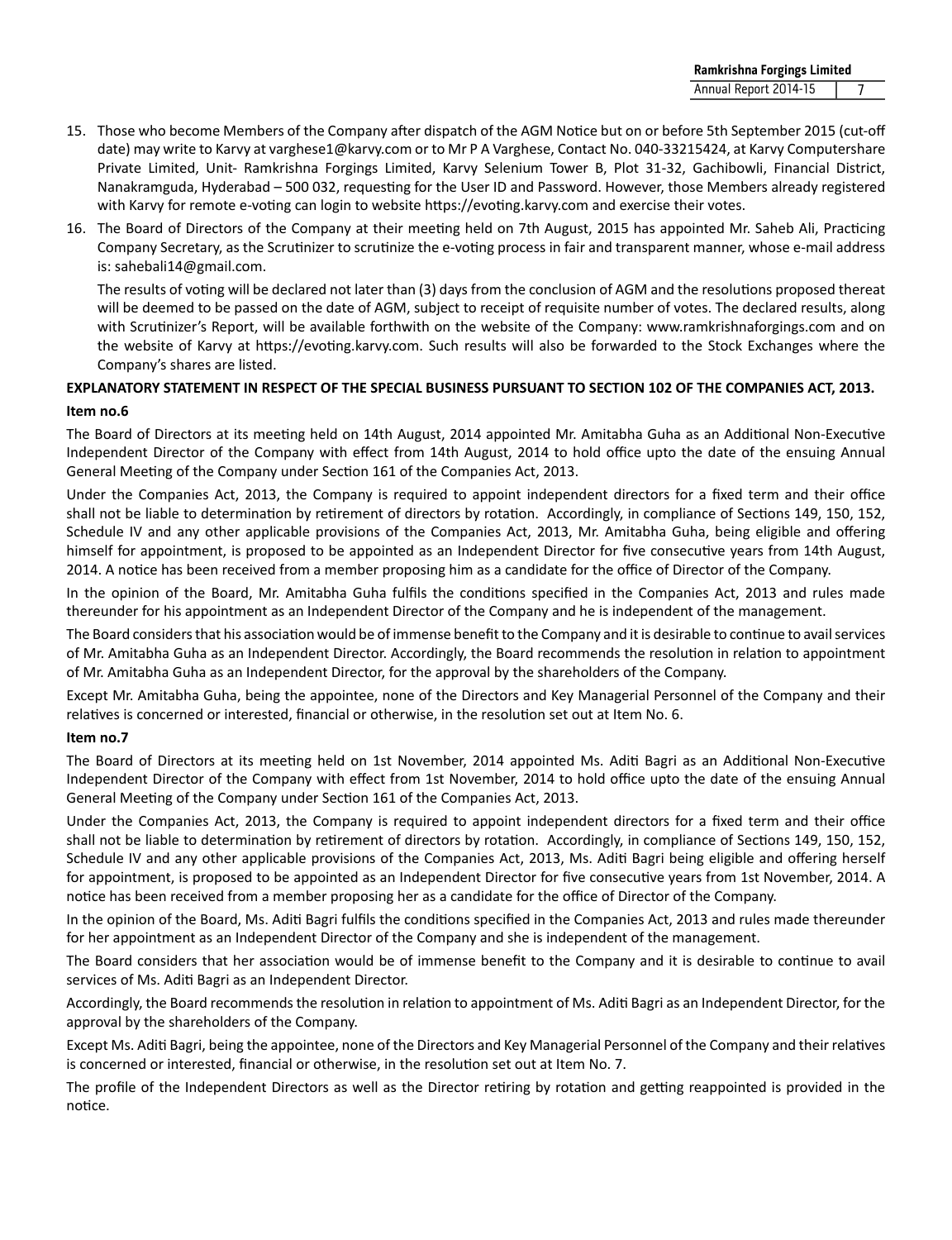15. Those who become Members of the Company after dispatch of the AGM Notice but on or before 5th September 2015 (cut-off date) may write to Karvy at varghese1@karvy.com or to Mr P A Varghese, Contact No. 040-33215424, at Karvy Computershare Private Limited, Unit- Ramkrishna Forgings Limited, Karvy Selenium Tower B, Plot 31-32, Gachibowli, Financial District, Nanakramguda, Hyderabad – 500 032, requesting for the User ID and Password. However, those Members already registered with Karvy for remote e-voting can login to website https://evoting.karvy.com and exercise their votes.

16. The Board of Directors of the Company at their meeting held on 7th August, 2015 has appointed Mr. Saheb Ali, Practicing Company Secretary, as the Scrutinizer to scrutinize the e-voting process in fair and transparent manner, whose e-mail address is: sahebali14@gmail.com.

    The results of voting will be declared not later than (3) days from the conclusion of AGM and the resolutions proposed thereat will be deemed to be passed on the date of AGM, subject to receipt of requisite number of votes. The declared results, along with Scrutinizer's Report, will be available forthwith on the website of the Company: www.ramkrishnaforgings.com and on the website of Karvy at https://evoting.karvy.com. Such results will also be forwarded to the Stock Exchanges where the Company's shares are listed.

**EXPLANATORY STATEMENT IN RESPECT OF THE SPECIAL BUSINESS PURSUANT TO SECTION 102 OF THE COMPANIES ACT, 2013.**

**Item no.6**

The Board of Directors at its meeting held on 14th August, 2014 appointed Mr. Amitabha Guha as an Additional Non-Executive Independent Director of the Company with effect from 14th August, 2014 to hold office upto the date of the ensuing Annual General Meeting of the Company under Section 161 of the Companies Act, 2013.

Under the Companies Act, 2013, the Company is required to appoint independent directors for a fixed term and their office shall not be liable to determination by retirement of directors by rotation. Accordingly, in compliance of Sections 149, 150, 152, Schedule IV and any other applicable provisions of the Companies Act, 2013, Mr. Amitabha Guha, being eligible and offering himself for appointment, is proposed to be appointed as an Independent Director for five consecutive years from 14th August, 2014. A notice has been received from a member proposing him as a candidate for the office of Director of the Company.

In the opinion of the Board, Mr. Amitabha Guha fulfils the conditions specified in the Companies Act, 2013 and rules made thereunder for his appointment as an Independent Director of the Company and he is independent of the management.

The Board considers that his association would be of immense benefit to the Company and it is desirable to continue to avail services of Mr. Amitabha Guha as an Independent Director. Accordingly, the Board recommends the resolution in relation to appointment of Mr. Amitabha Guha as an Independent Director, for the approval by the shareholders of the Company.

Except Mr. Amitabha Guha, being the appointee, none of the Directors and Key Managerial Personnel of the Company and their relatives is concerned or interested, financial or otherwise, in the resolution set out at Item No. 6.

**Item no.7**

The Board of Directors at its meeting held on 1st November, 2014 appointed Ms. Aditi Bagri as an Additional Non-Executive Independent Director of the Company with effect from 1st November, 2014 to hold office upto the date of the ensuing Annual General Meeting of the Company under Section 161 of the Companies Act, 2013.

Under the Companies Act, 2013, the Company is required to appoint independent directors for a fixed term and their office shall not be liable to determination by retirement of directors by rotation. Accordingly, in compliance of Sections 149, 150, 152, Schedule IV and any other applicable provisions of the Companies Act, 2013, Ms. Aditi Bagri being eligible and offering herself for appointment, is proposed to be appointed as an Independent Director for five consecutive years from 1st November, 2014. A notice has been received from a member proposing her as a candidate for the office of Director of the Company.

In the opinion of the Board, Ms. Aditi Bagri fulfils the conditions specified in the Companies Act, 2013 and rules made thereunder for her appointment as an Independent Director of the Company and she is independent of the management.

The Board considers that her association would be of immense benefit to the Company and it is desirable to continue to avail services of Ms. Aditi Bagri as an Independent Director.

Accordingly, the Board recommends the resolution in relation to appointment of Ms. Aditi Bagri as an Independent Director, for the approval by the shareholders of the Company.

Except Ms. Aditi Bagri, being the appointee, none of the Directors and Key Managerial Personnel of the Company and their relatives is concerned or interested, financial or otherwise, in the resolution set out at Item No. 7.

The profile of the Independent Directors as well as the Director retiring by rotation and getting reappointed is provided in the notice.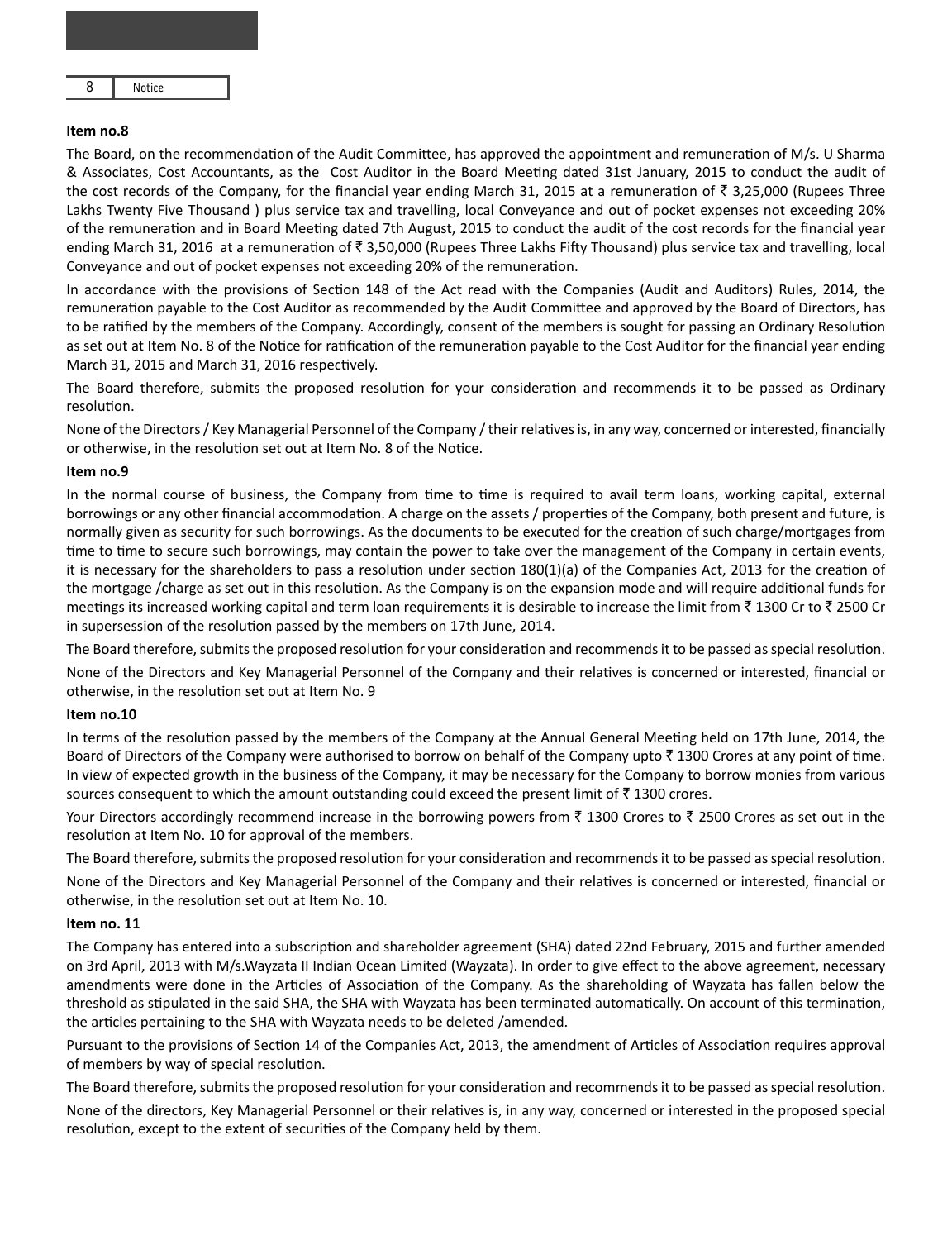**Item no.8**

The Board, on the recommendation of the Audit Committee, has approved the appointment and remuneration of M/s. U Sharma & Associates, Cost Accountants, as the Cost Auditor in the Board Meeting dated 31st January, 2015 to conduct the audit of the cost records of the Company, for the financial year ending March 31, 2015 at a remuneration of ₹ 3,25,000 (Rupees Three Lakhs Twenty Five Thousand ) plus service tax and travelling, local Conveyance and out of pocket expenses not exceeding 20% of the remuneration and in Board Meeting dated 7th August, 2015 to conduct the audit of the cost records for the financial year ending March 31, 2016 at a remuneration of ₹ 3,50,000 (Rupees Three Lakhs Fifty Thousand) plus service tax and travelling, local Conveyance and out of pocket expenses not exceeding 20% of the remuneration.

In accordance with the provisions of Section 148 of the Act read with the Companies (Audit and Auditors) Rules, 2014, the remuneration payable to the Cost Auditor as recommended by the Audit Committee and approved by the Board of Directors, has to be ratified by the members of the Company. Accordingly, consent of the members is sought for passing an Ordinary Resolution as set out at Item No. 8 of the Notice for ratification of the remuneration payable to the Cost Auditor for the financial year ending March 31, 2015 and March 31, 2016 respectively.

The Board therefore, submits the proposed resolution for your consideration and recommends it to be passed as Ordinary resolution.

None of the Directors / Key Managerial Personnel of the Company / their relatives is, in any way, concerned or interested, financially or otherwise, in the resolution set out at Item No. 8 of the Notice.

**Item no.9**

In the normal course of business, the Company from time to time is required to avail term loans, working capital, external borrowings or any other financial accommodation. A charge on the assets / properties of the Company, both present and future, is normally given as security for such borrowings. As the documents to be executed for the creation of such charge/mortgages from time to time to secure such borrowings, may contain the power to take over the management of the Company in certain events, it is necessary for the shareholders to pass a resolution under section 180(1)(a) of the Companies Act, 2013 for the creation of the mortgage /charge as set out in this resolution. As the Company is on the expansion mode and will require additional funds for meetings its increased working capital and term loan requirements it is desirable to increase the limit from ₹ 1300 Cr to ₹ 2500 Cr in supersession of the resolution passed by the members on 17th June, 2014.

The Board therefore, submits the proposed resolution for your consideration and recommends it to be passed as special resolution.

None of the Directors and Key Managerial Personnel of the Company and their relatives is concerned or interested, financial or otherwise, in the resolution set out at Item No. 9

**Item no.10**

In terms of the resolution passed by the members of the Company at the Annual General Meeting held on 17th June, 2014, the Board of Directors of the Company were authorised to borrow on behalf of the Company upto ₹ 1300 Crores at any point of time. In view of expected growth in the business of the Company, it may be necessary for the Company to borrow monies from various sources consequent to which the amount outstanding could exceed the present limit of ₹ 1300 crores.

Your Directors accordingly recommend increase in the borrowing powers from ₹ 1300 Crores to ₹ 2500 Crores as set out in the resolution at Item No. 10 for approval of the members.

The Board therefore, submits the proposed resolution for your consideration and recommends it to be passed as special resolution.

None of the Directors and Key Managerial Personnel of the Company and their relatives is concerned or interested, financial or otherwise, in the resolution set out at Item No. 10.

**Item no. 11**

The Company has entered into a subscription and shareholder agreement (SHA) dated 22nd February, 2015 and further amended on 3rd April, 2013 with M/s.Wayzata II Indian Ocean Limited (Wayzata). In order to give effect to the above agreement, necessary amendments were done in the Articles of Association of the Company. As the shareholding of Wayzata has fallen below the threshold as stipulated in the said SHA, the SHA with Wayzata has been terminated automatically. On account of this termination, the articles pertaining to the SHA with Wayzata needs to be deleted /amended.

Pursuant to the provisions of Section 14 of the Companies Act, 2013, the amendment of Articles of Association requires approval of members by way of special resolution.

The Board therefore, submits the proposed resolution for your consideration and recommends it to be passed as special resolution.

None of the directors, Key Managerial Personnel or their relatives is, in any way, concerned or interested in the proposed special resolution, except to the extent of securities of the Company held by them.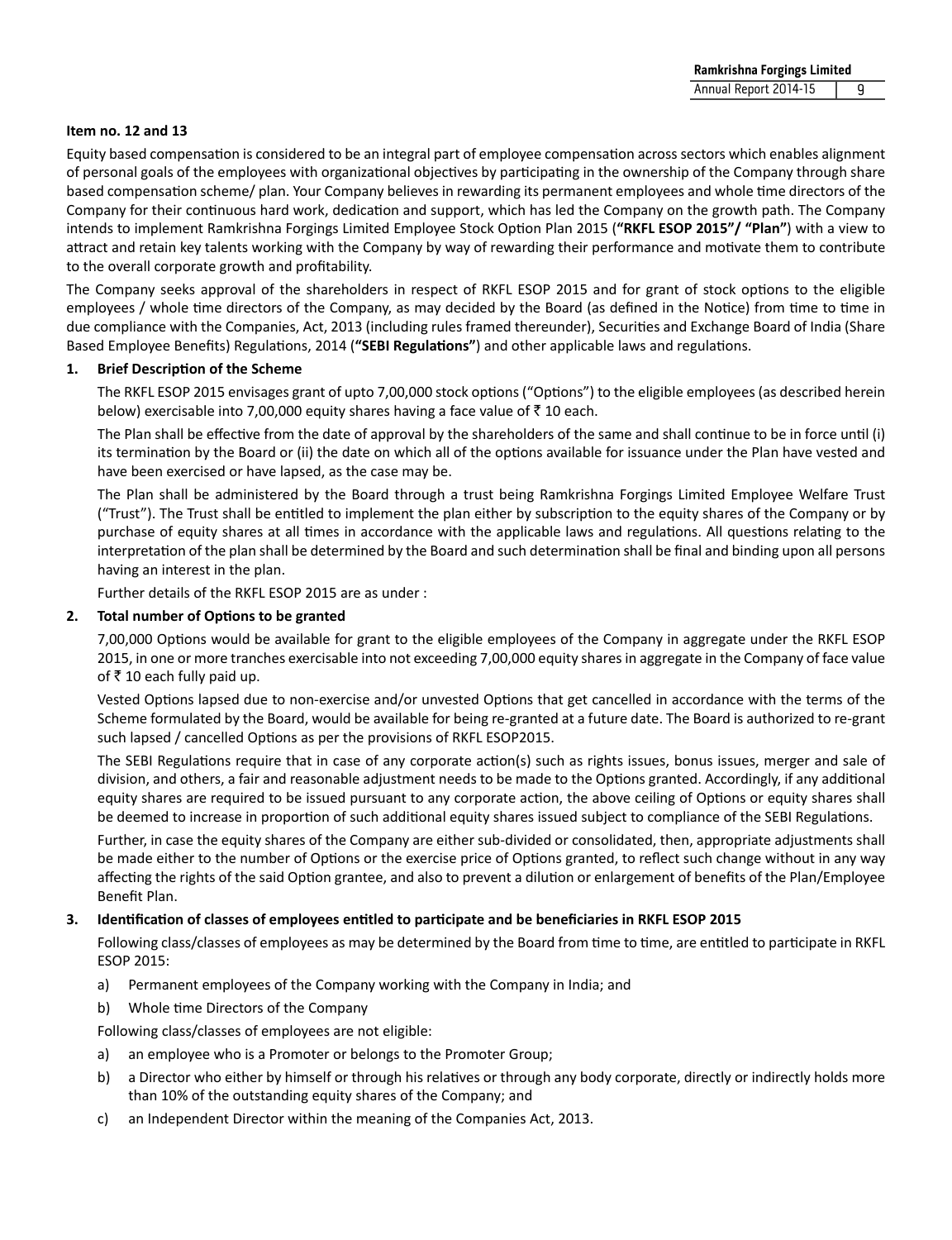**Item no. 12 and 13**

Equity based compensation is considered to be an integral part of employee compensation across sectors which enables alignment of personal goals of the employees with organizational objectives by participating in the ownership of the Company through share based compensation scheme/ plan. Your Company believes in rewarding its permanent employees and whole time directors of the Company for their continuous hard work, dedication and support, which has led the Company on the growth path. The Company intends to implement Ramkrishna Forgings Limited Employee Stock Option Plan 2015 (**"RKFL ESOP 2015"/ "Plan"**) with a view to attract and retain key talents working with the Company by way of rewarding their performance and motivate them to contribute to the overall corporate growth and profitability.

The Company seeks approval of the shareholders in respect of RKFL ESOP 2015 and for grant of stock options to the eligible employees / whole time directors of the Company, as may decided by the Board (as defined in the Notice) from time to time in due compliance with the Companies, Act, 2013 (including rules framed thereunder), Securities and Exchange Board of India (Share Based Employee Benefits) Regulations, 2014 (**"SEBI Regulations"**) and other applicable laws and regulations.

**1. Brief Description of the Scheme**

The RKFL ESOP 2015 envisages grant of upto 7,00,000 stock options ("Options") to the eligible employees (as described herein below) exercisable into 7,00,000 equity shares having a face value of ₹ 10 each.

The Plan shall be effective from the date of approval by the shareholders of the same and shall continue to be in force until (i) its termination by the Board or (ii) the date on which all of the options available for issuance under the Plan have vested and have been exercised or have lapsed, as the case may be.

The Plan shall be administered by the Board through a trust being Ramkrishna Forgings Limited Employee Welfare Trust ("Trust"). The Trust shall be entitled to implement the plan either by subscription to the equity shares of the Company or by purchase of equity shares at all times in accordance with the applicable laws and regulations. All questions relating to the interpretation of the plan shall be determined by the Board and such determination shall be final and binding upon all persons having an interest in the plan.

Further details of the RKFL ESOP 2015 are as under :

**2. Total number of Options to be granted**

7,00,000 Options would be available for grant to the eligible employees of the Company in aggregate under the RKFL ESOP 2015, in one or more tranches exercisable into not exceeding 7,00,000 equity shares in aggregate in the Company of face value of ₹ 10 each fully paid up.

Vested Options lapsed due to non-exercise and/or unvested Options that get cancelled in accordance with the terms of the Scheme formulated by the Board, would be available for being re-granted at a future date. The Board is authorized to re-grant such lapsed / cancelled Options as per the provisions of RKFL ESOP2015.

The SEBI Regulations require that in case of any corporate action(s) such as rights issues, bonus issues, merger and sale of division, and others, a fair and reasonable adjustment needs to be made to the Options granted. Accordingly, if any additional equity shares are required to be issued pursuant to any corporate action, the above ceiling of Options or equity shares shall be deemed to increase in proportion of such additional equity shares issued subject to compliance of the SEBI Regulations.

Further, in case the equity shares of the Company are either sub-divided or consolidated, then, appropriate adjustments shall be made either to the number of Options or the exercise price of Options granted, to reflect such change without in any way affecting the rights of the said Option grantee, and also to prevent a dilution or enlargement of benefits of the Plan/Employee Benefit Plan.

**3. Identification of classes of employees entitled to participate and be beneficiaries in RKFL ESOP 2015**

Following class/classes of employees as may be determined by the Board from time to time, are entitled to participate in RKFL ESOP 2015:

a) Permanent employees of the Company working with the Company in India; and

b) Whole time Directors of the Company

Following class/classes of employees are not eligible:

a) an employee who is a Promoter or belongs to the Promoter Group;

b) a Director who either by himself or through his relatives or through any body corporate, directly or indirectly holds more than 10% of the outstanding equity shares of the Company; and

c) an Independent Director within the meaning of the Companies Act, 2013.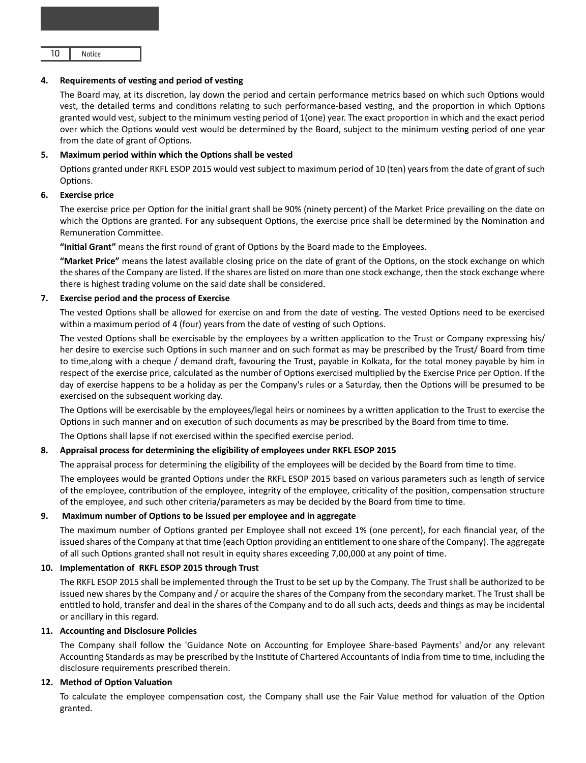**4. Requirements of vesting and period of vesting**

The Board may, at its discretion, lay down the period and certain performance metrics based on which such Options would vest, the detailed terms and conditions relating to such performance-based vesting, and the proportion in which Options granted would vest, subject to the minimum vesting period of 1(one) year. The exact proportion in which and the exact period over which the Options would vest would be determined by the Board, subject to the minimum vesting period of one year from the date of grant of Options.

**5. Maximum period within which the Options shall be vested**

Options granted under RKFL ESOP 2015 would vest subject to maximum period of 10 (ten) years from the date of grant of such Options.

**6. Exercise price**

The exercise price per Option for the initial grant shall be 90% (ninety percent) of the Market Price prevailing on the date on which the Options are granted. For any subsequent Options, the exercise price shall be determined by the Nomination and Remuneration Committee.

**"Initial Grant"** means the first round of grant of Options by the Board made to the Employees.

**"Market Price"** means the latest available closing price on the date of grant of the Options, on the stock exchange on which the shares of the Company are listed. If the shares are listed on more than one stock exchange, then the stock exchange where there is highest trading volume on the said date shall be considered.

**7. Exercise period and the process of Exercise**

The vested Options shall be allowed for exercise on and from the date of vesting. The vested Options need to be exercised within a maximum period of 4 (four) years from the date of vesting of such Options.

The vested Options shall be exercisable by the employees by a written application to the Trust or Company expressing his/ her desire to exercise such Options in such manner and on such format as may be prescribed by the Trust/ Board from time to time,along with a cheque / demand draft, favouring the Trust, payable in Kolkata, for the total money payable by him in respect of the exercise price, calculated as the number of Options exercised multiplied by the Exercise Price per Option. If the day of exercise happens to be a holiday as per the Company's rules or a Saturday, then the Options will be presumed to be exercised on the subsequent working day.

The Options will be exercisable by the employees/legal heirs or nominees by a written application to the Trust to exercise the Options in such manner and on execution of such documents as may be prescribed by the Board from time to time.

The Options shall lapse if not exercised within the specified exercise period.

**8. Appraisal process for determining the eligibility of employees under RKFL ESOP 2015**

The appraisal process for determining the eligibility of the employees will be decided by the Board from time to time.

The employees would be granted Options under the RKFL ESOP 2015 based on various parameters such as length of service of the employee, contribution of the employee, integrity of the employee, criticality of the position, compensation structure of the employee, and such other criteria/parameters as may be decided by the Board from time to time.

**9. Maximum number of Options to be issued per employee and in aggregate**

The maximum number of Options granted per Employee shall not exceed 1% (one percent), for each financial year, of the issued shares of the Company at that time (each Option providing an entitlement to one share of the Company). The aggregate of all such Options granted shall not result in equity shares exceeding 7,00,000 at any point of time.

**10. Implementation of RKFL ESOP 2015 through Trust**

The RKFL ESOP 2015 shall be implemented through the Trust to be set up by the Company. The Trust shall be authorized to be issued new shares by the Company and / or acquire the shares of the Company from the secondary market. The Trust shall be entitled to hold, transfer and deal in the shares of the Company and to do all such acts, deeds and things as may be incidental or ancillary in this regard.

**11. Accounting and Disclosure Policies**

The Company shall follow the 'Guidance Note on Accounting for Employee Share-based Payments' and/or any relevant Accounting Standards as may be prescribed by the Institute of Chartered Accountants of India from time to time, including the disclosure requirements prescribed therein.

**12. Method of Option Valuation**

To calculate the employee compensation cost, the Company shall use the Fair Value method for valuation of the Option granted.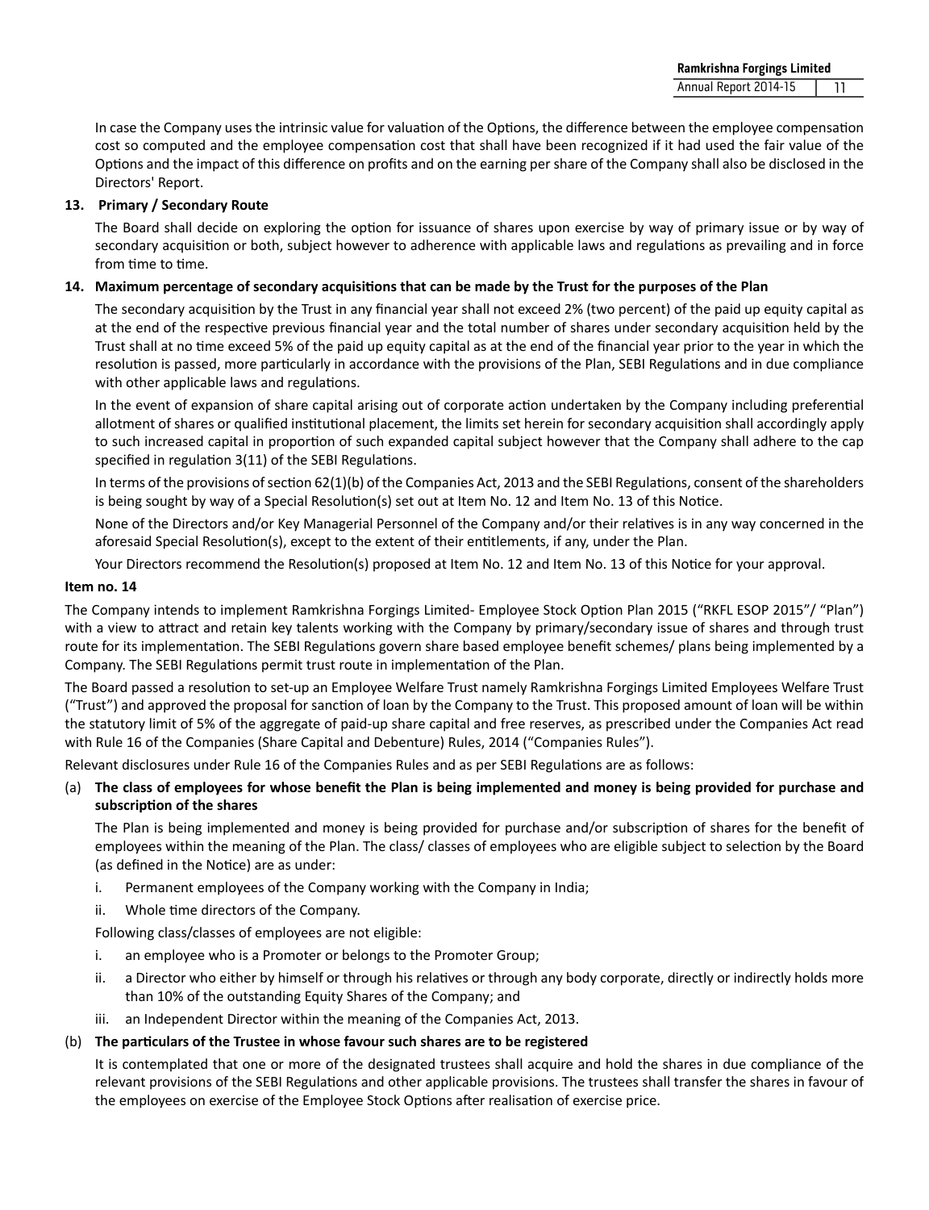In case the Company uses the intrinsic value for valuation of the Options, the difference between the employee compensation cost so computed and the employee compensation cost that shall have been recognized if it had used the fair value of the Options and the impact of this difference on profits and on the earning per share of the Company shall also be disclosed in the Directors' Report.

**13. Primary / Secondary Route**

The Board shall decide on exploring the option for issuance of shares upon exercise by way of primary issue or by way of secondary acquisition or both, subject however to adherence with applicable laws and regulations as prevailing and in force from time to time.

**14. Maximum percentage of secondary acquisitions that can be made by the Trust for the purposes of the Plan**

The secondary acquisition by the Trust in any financial year shall not exceed 2% (two percent) of the paid up equity capital as at the end of the respective previous financial year and the total number of shares under secondary acquisition held by the Trust shall at no time exceed 5% of the paid up equity capital as at the end of the financial year prior to the year in which the resolution is passed, more particularly in accordance with the provisions of the Plan, SEBI Regulations and in due compliance with other applicable laws and regulations.

In the event of expansion of share capital arising out of corporate action undertaken by the Company including preferential allotment of shares or qualified institutional placement, the limits set herein for secondary acquisition shall accordingly apply to such increased capital in proportion of such expanded capital subject however that the Company shall adhere to the cap specified in regulation 3(11) of the SEBI Regulations.

In terms of the provisions of section 62(1)(b) of the Companies Act, 2013 and the SEBI Regulations, consent of the shareholders is being sought by way of a Special Resolution(s) set out at Item No. 12 and Item No. 13 of this Notice.

None of the Directors and/or Key Managerial Personnel of the Company and/or their relatives is in any way concerned in the aforesaid Special Resolution(s), except to the extent of their entitlements, if any, under the Plan.

Your Directors recommend the Resolution(s) proposed at Item No. 12 and Item No. 13 of this Notice for your approval.

**Item no. 14**

The Company intends to implement Ramkrishna Forgings Limited- Employee Stock Option Plan 2015 ("RKFL ESOP 2015"/ "Plan") with a view to attract and retain key talents working with the Company by primary/secondary issue of shares and through trust route for its implementation. The SEBI Regulations govern share based employee benefit schemes/ plans being implemented by a Company. The SEBI Regulations permit trust route in implementation of the Plan.

The Board passed a resolution to set-up an Employee Welfare Trust namely Ramkrishna Forgings Limited Employees Welfare Trust ("Trust") and approved the proposal for sanction of loan by the Company to the Trust. This proposed amount of loan will be within the statutory limit of 5% of the aggregate of paid-up share capital and free reserves, as prescribed under the Companies Act read with Rule 16 of the Companies (Share Capital and Debenture) Rules, 2014 ("Companies Rules").

Relevant disclosures under Rule 16 of the Companies Rules and as per SEBI Regulations are as follows:

(a) **The class of employees for whose benefit the Plan is being implemented and money is being provided for purchase and subscription of the shares**

The Plan is being implemented and money is being provided for purchase and/or subscription of shares for the benefit of employees within the meaning of the Plan. The class/ classes of employees who are eligible subject to selection by the Board (as defined in the Notice) are as under:

i. Permanent employees of the Company working with the Company in India;

ii. Whole time directors of the Company.

Following class/classes of employees are not eligible:

i. an employee who is a Promoter or belongs to the Promoter Group;

ii. a Director who either by himself or through his relatives or through any body corporate, directly or indirectly holds more than 10% of the outstanding Equity Shares of the Company; and

iii. an Independent Director within the meaning of the Companies Act, 2013.

(b) **The particulars of the Trustee in whose favour such shares are to be registered**

It is contemplated that one or more of the designated trustees shall acquire and hold the shares in due compliance of the relevant provisions of the SEBI Regulations and other applicable provisions. The trustees shall transfer the shares in favour of the employees on exercise of the Employee Stock Options after realisation of exercise price.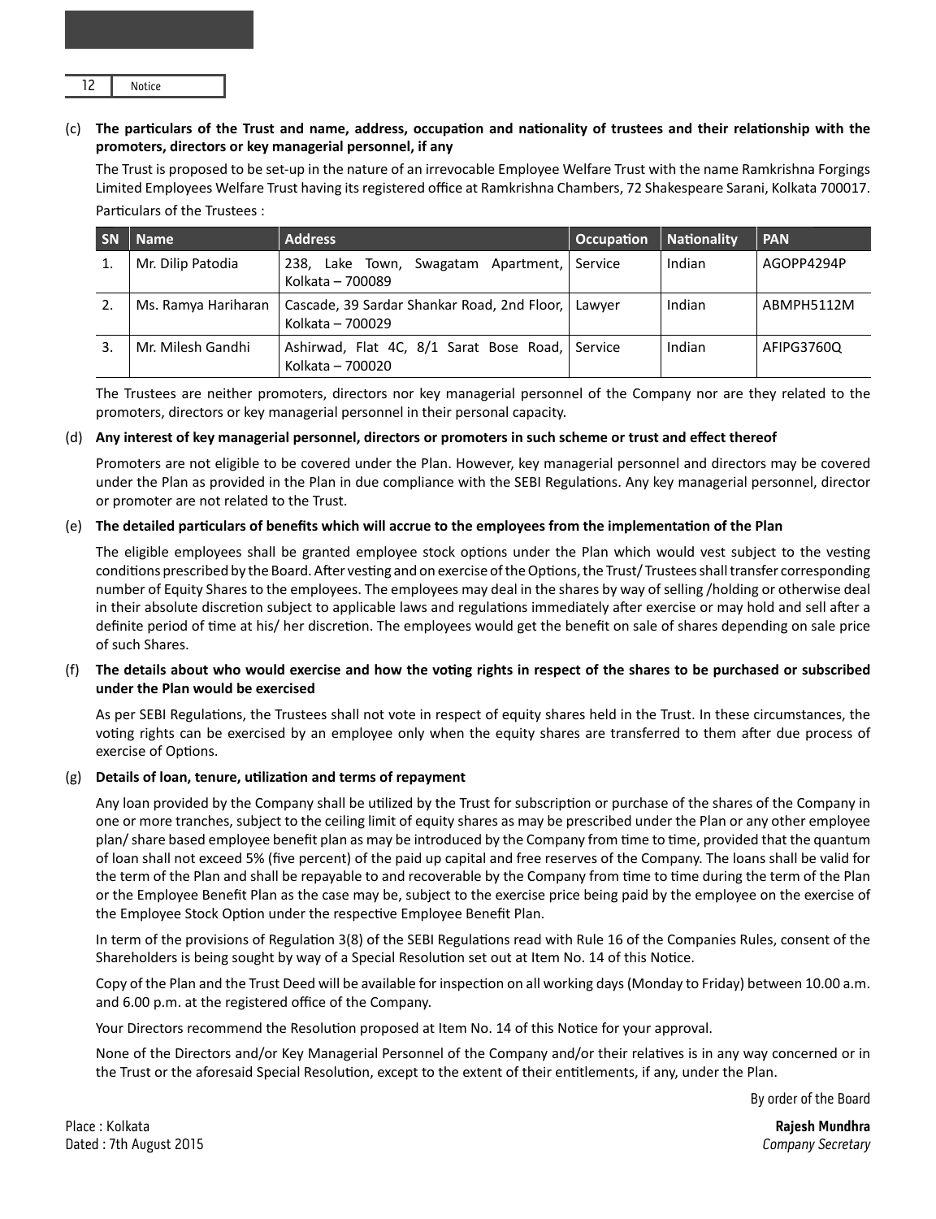(c) **The particulars of the Trust and name, address, occupation and nationality of trustees and their relationship with the promoters, directors or key managerial personnel, if any**

The Trust is proposed to be set-up in the nature of an irrevocable Employee Welfare Trust with the name Ramkrishna Forgings Limited Employees Welfare Trust having its registered office at Ramkrishna Chambers, 72 Shakespeare Sarani, Kolkata 700017.

Particulars of the Trustees :

| SN | Name | Address | Occupation | Nationality | PAN |
|---|---|---|---|---|---|
| 1. | Mr. Dilip Patodia | 238, Lake Town, Swagatam Apartment, Kolkata – 700089 | Service | Indian | AGOPP4294P |
| 2. | Ms. Ramya Hariharan | Cascade, 39 Sardar Shankar Road, 2nd Floor, Kolkata – 700029 | Lawyer | Indian | ABMPH5112M |
| 3. | Mr. Milesh Gandhi | Ashirwad, Flat 4C, 8/1 Sarat Bose Road, Kolkata – 700020 | Service | Indian | AFIPG3760Q |

The Trustees are neither promoters, directors nor key managerial personnel of the Company nor are they related to the promoters, directors or key managerial personnel in their personal capacity.

(d) **Any interest of key managerial personnel, directors or promoters in such scheme or trust and effect thereof**

Promoters are not eligible to be covered under the Plan. However, key managerial personnel and directors may be covered under the Plan as provided in the Plan in due compliance with the SEBI Regulations. Any key managerial personnel, director or promoter are not related to the Trust.

(e) **The detailed particulars of benefits which will accrue to the employees from the implementation of the Plan**

The eligible employees shall be granted employee stock options under the Plan which would vest subject to the vesting conditions prescribed by the Board. After vesting and on exercise of the Options, the Trust/ Trustees shall transfer corresponding number of Equity Shares to the employees. The employees may deal in the shares by way of selling /holding or otherwise deal in their absolute discretion subject to applicable laws and regulations immediately after exercise or may hold and sell after a definite period of time at his/ her discretion. The employees would get the benefit on sale of shares depending on sale price of such Shares.

(f) **The details about who would exercise and how the voting rights in respect of the shares to be purchased or subscribed under the Plan would be exercised**

As per SEBI Regulations, the Trustees shall not vote in respect of equity shares held in the Trust. In these circumstances, the voting rights can be exercised by an employee only when the equity shares are transferred to them after due process of exercise of Options.

(g) **Details of loan, tenure, utilization and terms of repayment**

Any loan provided by the Company shall be utilized by the Trust for subscription or purchase of the shares of the Company in one or more tranches, subject to the ceiling limit of equity shares as may be prescribed under the Plan or any other employee plan/ share based employee benefit plan as may be introduced by the Company from time to time, provided that the quantum of loan shall not exceed 5% (five percent) of the paid up capital and free reserves of the Company. The loans shall be valid for the term of the Plan and shall be repayable to and recoverable by the Company from time to time during the term of the Plan or the Employee Benefit Plan as the case may be, subject to the exercise price being paid by the employee on the exercise of the Employee Stock Option under the respective Employee Benefit Plan.

In term of the provisions of Regulation 3(8) of the SEBI Regulations read with Rule 16 of the Companies Rules, consent of the Shareholders is being sought by way of a Special Resolution set out at Item No. 14 of this Notice.

Copy of the Plan and the Trust Deed will be available for inspection on all working days (Monday to Friday) between 10.00 a.m. and 6.00 p.m. at the registered office of the Company.

Your Directors recommend the Resolution proposed at Item No. 14 of this Notice for your approval.

None of the Directors and/or Key Managerial Personnel of the Company and/or their relatives is in any way concerned or in the Trust or the aforesaid Special Resolution, except to the extent of their entitlements, if any, under the Plan.

By order of the Board

Place : Kolkata
Dated : 7th August 2015

**Rajesh Mundhra**
*Company Secretary*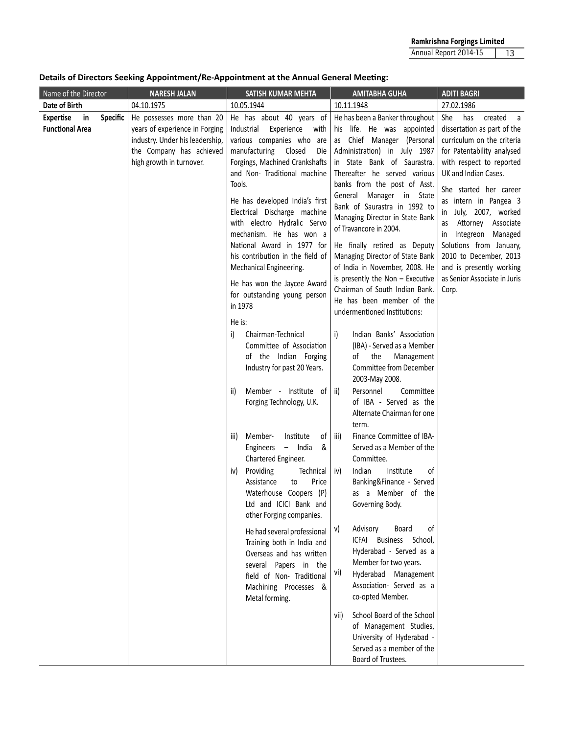**Details of Directors Seeking Appointment/Re-Appointment at the Annual General Meeting:**

| Name of the Director | NARESH JALAN | SATISH KUMAR MEHTA | AMITABHA GUHA | ADITI BAGRI |
|---|---|---|---|---|
| **Date of Birth** | 04.10.1975 | 10.05.1944 | 10.11.1948 | 27.02.1986 |
| **Expertise in Specific Functional Area** | He possesses more than 20 years of experience in Forging industry. Under his leadership, the Company has achieved high growth in turnover. | He has about 40 years of Industrial Experience with various companies who are manufacturing Closed Die Forgings, Machined Crankshafts and Non- Traditional machine Tools.<br><br>He has developed India's first Electrical Discharge machine with electro Hydralic Servo mechanism. He has won a National Award in 1977 for his contribution in the field of Mechanical Engineering.<br><br>He has won the Jaycee Award for outstanding young person in 1978<br><br>He is:<br>i) Chairman-Technical Committee of Association of the Indian Forging Industry for past 20 Years.<br>ii) Member - Institute of Forging Technology, U.K.<br>iii) Member- Institute of Engineers – India & Chartered Engineer.<br>iv) Providing Technical Assistance to Price Waterhouse Coopers (P) Ltd and ICICI Bank and other Forging companies.<br><br>He had several professional Training both in India and Overseas and has written several Papers in the field of Non- Traditional Machining Processes & Metal forming. | He has been a Banker throughout his life. He was appointed as Chief Manager (Personal Administration) in July 1987 in State Bank of Saurastra. Thereafter he served various banks from the post of Asst. General Manager in State Bank of Saurastra in 1992 to Managing Director in State Bank of Travancore in 2004.<br><br>He finally retired as Deputy Managing Director of State Bank of India in November, 2008. He is presently the Non – Executive Chairman of South Indian Bank. He has been member of the undermentioned Institutions:<br><br>i) Indian Banks' Association (IBA) - Served as a Member of the Management Committee from December 2003-May 2008.<br>ii) Personnel Committee of IBA - Served as the Alternate Chairman for one term.<br>iii) Finance Committee of IBA- Served as a Member of the Committee.<br>iv) Indian Institute of Banking&Finance - Served as a Member of the Governing Body.<br>v) Advisory Board of ICFAI Business School, Hyderabad - Served as a Member for two years.<br>vi) Hyderabad Management Association- Served as a co-opted Member.<br>vii) School Board of the School of Management Studies, University of Hyderabad - Served as a member of the Board of Trustees. | She has created a dissertation as part of the curriculum on the criteria for Patentability analysed with respect to reported UK and Indian Cases.<br><br>She started her career as intern in Pangea 3 in July, 2007, worked as Attorney Associate in Integreon Managed Solutions from January, 2010 to December, 2013 and is presently working as Senior Associate in Juris Corp. |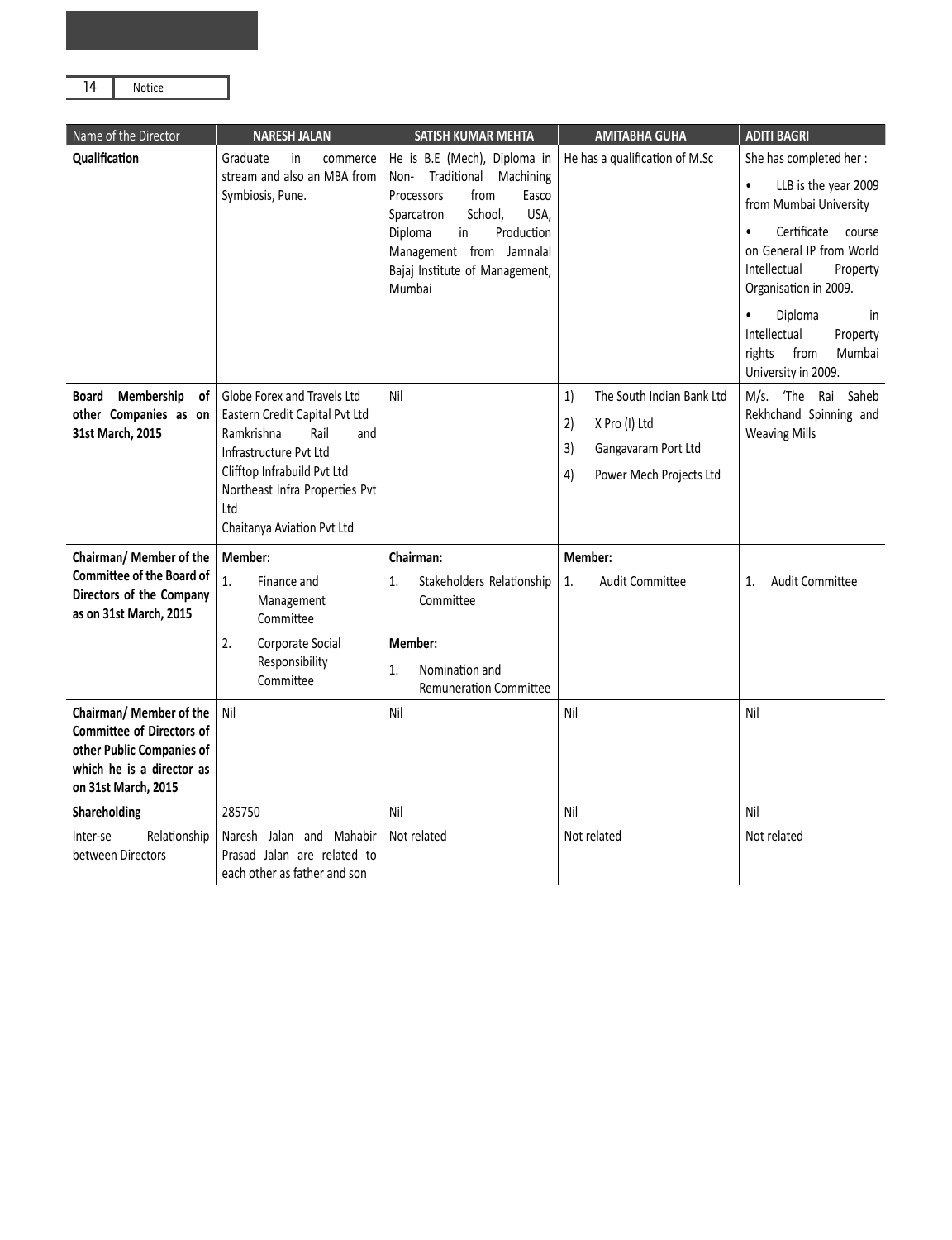| Name of the Director | NARESH JALAN | SATISH KUMAR MEHTA | AMITABHA GUHA | ADITI BAGRI |
|---|---|---|---|---|
| **Qualification** | Graduate in commerce stream and also an MBA from Symbiosis, Pune. | He is B.E (Mech), Diploma in Non- Traditional Machining Processors from Easco Sparcatron School, USA, Diploma in Production Management from Jamnalal Bajaj Institute of Management, Mumbai | He has a qualification of M.Sc | She has completed her :<br>• LLB is the year 2009 from Mumbai University<br>• Certificate course on General IP from World Intellectual Property Organisation in 2009.<br>• Diploma in Intellectual Property rights from Mumbai University in 2009. |
| **Board Membership of other Companies as on 31st March, 2015** | Globe Forex and Travels Ltd<br>Eastern Credit Capital Pvt Ltd<br>Ramkrishna Rail and Infrastructure Pvt Ltd<br>Clifftop Infrabuild Pvt Ltd<br>Northeast Infra Properties Pvt Ltd<br>Chaitanya Aviation Pvt Ltd | Nil | 1) The South Indian Bank Ltd<br>2) X Pro (I) Ltd<br>3) Gangavaram Port Ltd<br>4) Power Mech Projects Ltd | M/s. 'The Rai Saheb Rekhchand Spinning and Weaving Mills |
| **Chairman/ Member of the Committee of the Board of Directors of the Company as on 31st March, 2015** | **Member:**<br>1. Finance and Management Committee<br>2. Corporate Social Responsibility Committee | **Chairman:**<br>1. Stakeholders Relationship Committee<br>**Member:**<br>1. Nomination and Remuneration Committee | **Member:**<br>1. Audit Committee | 1. Audit Committee |
| **Chairman/ Member of the Committee of Directors of other Public Companies of which he is a director as on 31st March, 2015** | Nil | Nil | Nil | Nil |
| **Shareholding** | 285750 | Nil | Nil | Nil |
| Inter-se Relationship between Directors | Naresh Jalan and Mahabir Prasad Jalan are related to each other as father and son | Not related | Not related | Not related |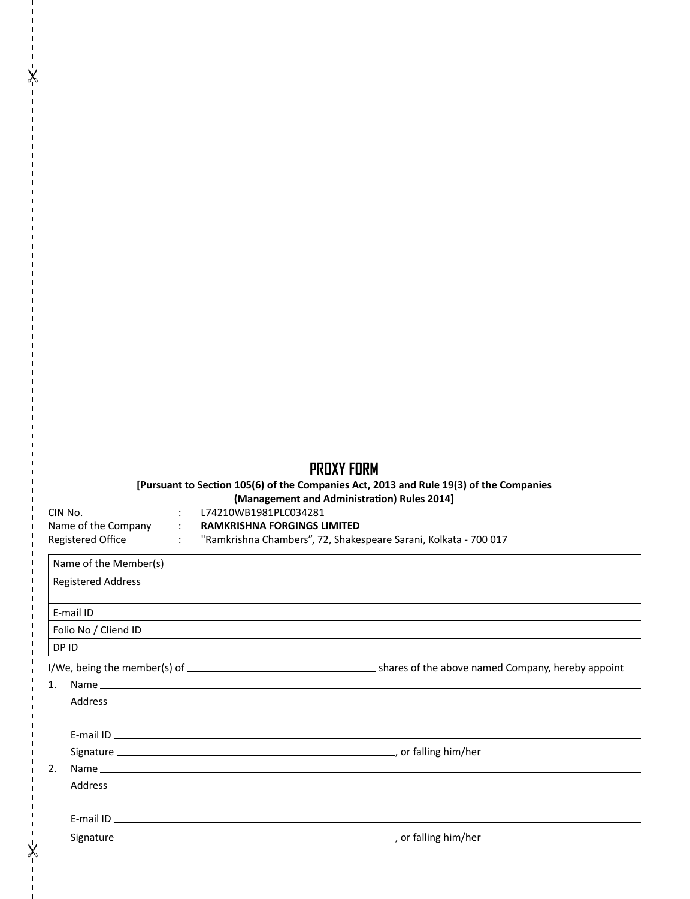# PROXY FORM

**[Pursuant to Section 105(6) of the Companies Act, 2013 and Rule 19(3) of the Companies (Management and Administration) Rules 2014]**

CIN No. : L74210WB1981PLC034281

Name of the Company : **RAMKRISHNA FORGINGS LIMITED**

Registered Office : "Ramkrishna Chambers", 72, Shakespeare Sarani, Kolkata - 700 017

| Name of the Member(s) | |
|---|---|
| Registered Address | |
| E-mail ID | |
| Folio No / Cliend ID | |
| DP ID | |

I/We, being the member(s) of ________________________ shares of the above named Company, hereby appoint

1. Name ________________________

   Address ________________________

   ________________________

   E-mail ID ________________________

   Signature ________________________, or falling him/her

2. Name ________________________

   Address ________________________

   ________________________

   E-mail ID ________________________

   Signature ________________________, or falling him/her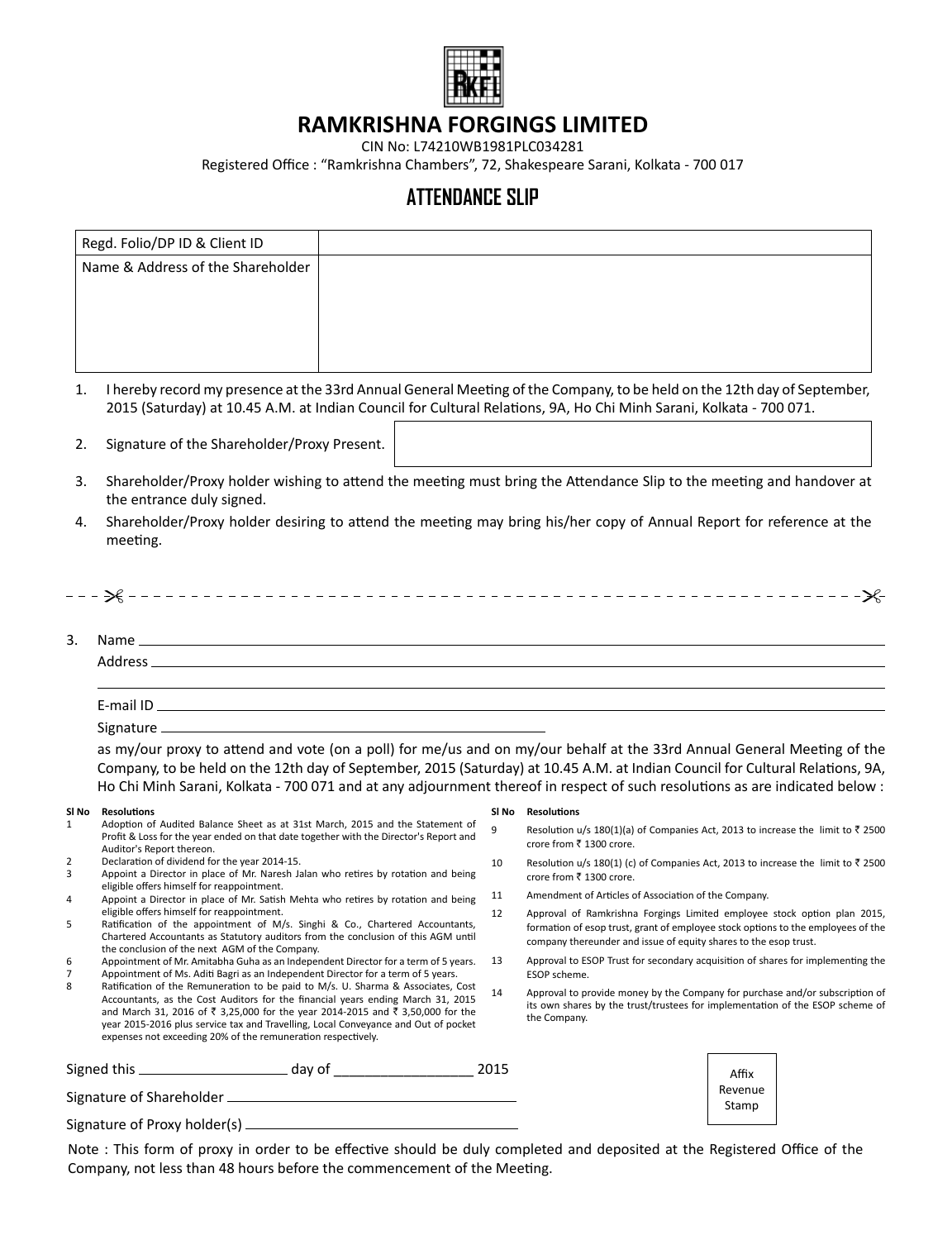# RAMKRISHNA FORGINGS LIMITED

CIN No: L74210WB1981PLC034281

Registered Office : "Ramkrishna Chambers", 72, Shakespeare Sarani, Kolkata - 700 017

## ATTENDANCE SLIP

| | |
|---|---|
| Regd. Folio/DP ID & Client ID | |
| Name & Address of the Shareholder | |

1. I hereby record my presence at the 33rd Annual General Meeting of the Company, to be held on the 12th day of September, 2015 (Saturday) at 10.45 A.M. at Indian Council for Cultural Relations, 9A, Ho Chi Minh Sarani, Kolkata - 700 071.
2. Signature of the Shareholder/Proxy Present.
3. Shareholder/Proxy holder wishing to attend the meeting must bring the Attendance Slip to the meeting and handover at the entrance duly signed.
4. Shareholder/Proxy holder desiring to attend the meeting may bring his/her copy of Annual Report for reference at the meeting.

---

3. Name ____________________

   Address ____________________

   ____________________

   E-mail ID ____________________

   Signature ____________________

   as my/our proxy to attend and vote (on a poll) for me/us and on my/our behalf at the 33rd Annual General Meeting of the Company, to be held on the 12th day of September, 2015 (Saturday) at 10.45 A.M. at Indian Council for Cultural Relations, 9A, Ho Chi Minh Sarani, Kolkata - 700 071 and at any adjournment thereof in respect of such resolutions as are indicated below :

| Sl No | Resolutions |
|---|---|
| 1 | Adoption of Audited Balance Sheet as at 31st March, 2015 and the Statement of Profit & Loss for the year ended on that date together with the Director's Report and Auditor's Report thereon. |
| 2 | Declaration of dividend for the year 2014-15. |
| 3 | Appoint a Director in place of Mr. Naresh Jalan who retires by rotation and being eligible offers himself for reappointment. |
| 4 | Appoint a Director in place of Mr. Satish Mehta who retires by rotation and being eligible offers himself for reappointment. |
| 5 | Ratification of the appointment of M/s. Singhi & Co., Chartered Accountants, Chartered Accountants as Statutory auditors from the conclusion of this AGM until the conclusion of the next AGM of the Company. |
| 6 | Appointment of Mr. Amitabha Guha as an Independent Director for a term of 5 years. |
| 7 | Appointment of Ms. Aditi Bagri as an Independent Director for a term of 5 years. |
| 8 | Ratification of the Remuneration to be paid to M/s. U. Sharma & Associates, Cost Accountants, as the Cost Auditors for the financial years ending March 31, 2015 and March 31, 2016 of ₹ 3,25,000 for the year 2014-2015 and ₹ 3,50,000 for the year 2015-2016 plus service tax and Travelling, Local Conveyance and Out of pocket expenses not exceeding 20% of the remuneration respectively. |
| 9 | Resolution u/s 180(1)(a) of Companies Act, 2013 to increase the limit to ₹ 2500 crore from ₹ 1300 crore. |
| 10 | Resolution u/s 180(1) (c) of Companies Act, 2013 to increase the limit to ₹ 2500 crore from ₹ 1300 crore. |
| 11 | Amendment of Articles of Association of the Company. |
| 12 | Approval of Ramkrishna Forgings Limited employee stock option plan 2015, formation of esop trust, grant of employee stock options to the employees of the company thereunder and issue of equity shares to the esop trust. |
| 13 | Approval to ESOP Trust for secondary acquisition of shares for implementing the ESOP scheme. |
| 14 | Approval to provide money by the Company for purchase and/or subscription of its own shares by the trust/trustees for implementation of the ESOP scheme of the Company. |

Signed this ____________________ day of __________________ 2015

Signature of Shareholder ____________________

Signature of Proxy holder(s) ____________________

Affix Revenue Stamp

Note : This form of proxy in order to be effective should be duly completed and deposited at the Registered Office of the Company, not less than 48 hours before the commencement of the Meeting.